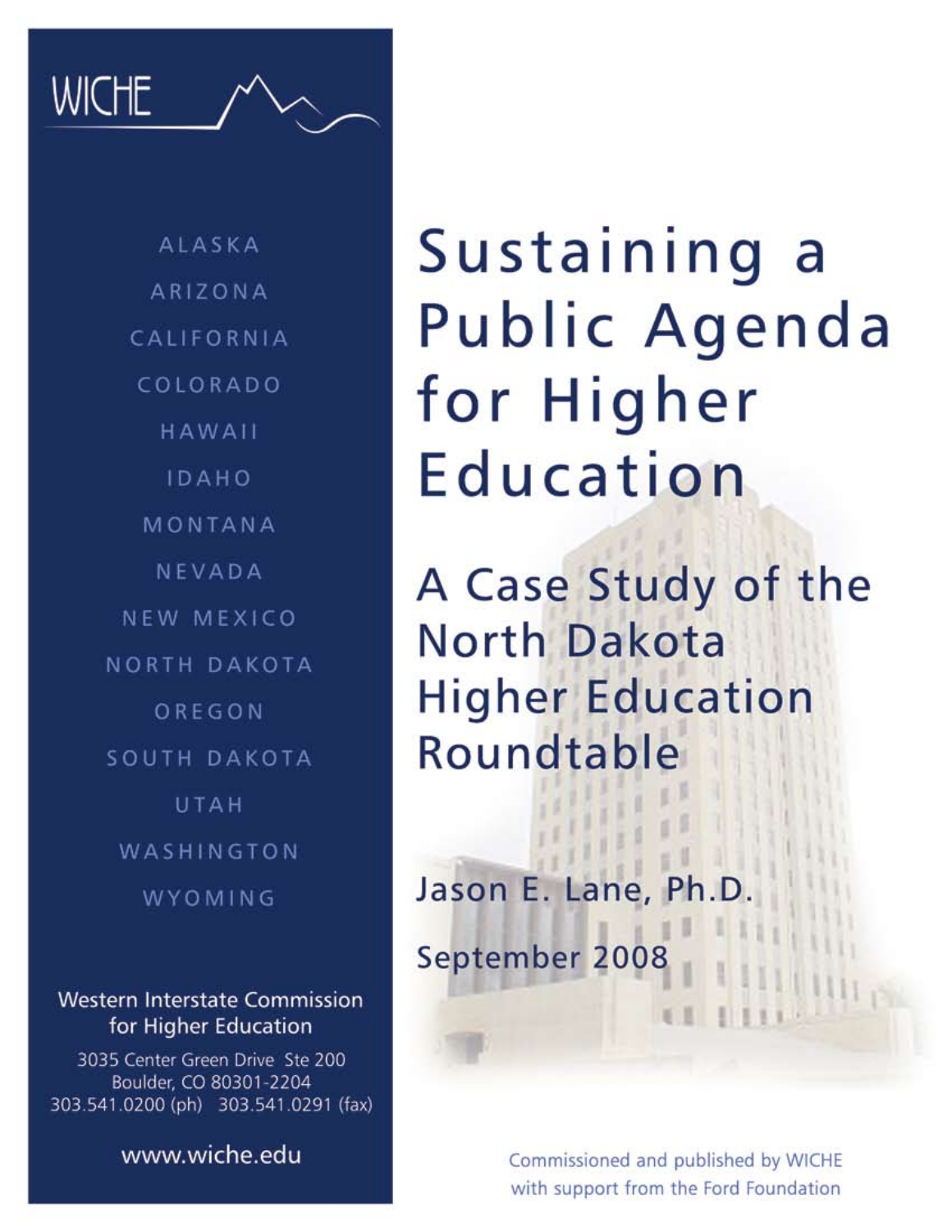WICHE

ALASKA

ARIZONA

CALIFORNIA

COLORADO

HAWAII

IDAHO

MONTANA

NEVADA

NEW MEXICO

NORTH DAKOTA

OREGON

SOUTH DAKOTA

UTAH

WASHINGTON

WYOMING

Western Interstate Commission for Higher Education

3035 Center Green Drive Ste 200
Boulder, CO 80301-2204
303.541.0200 (ph) 303.541.0291 (fax)

www.wiche.edu

# Sustaining a Public Agenda for Higher Education

## A Case Study of the North Dakota Higher Education Roundtable

Jason E. Lane, Ph.D.

September 2008

Commissioned and published by WICHE with support from the Ford Foundation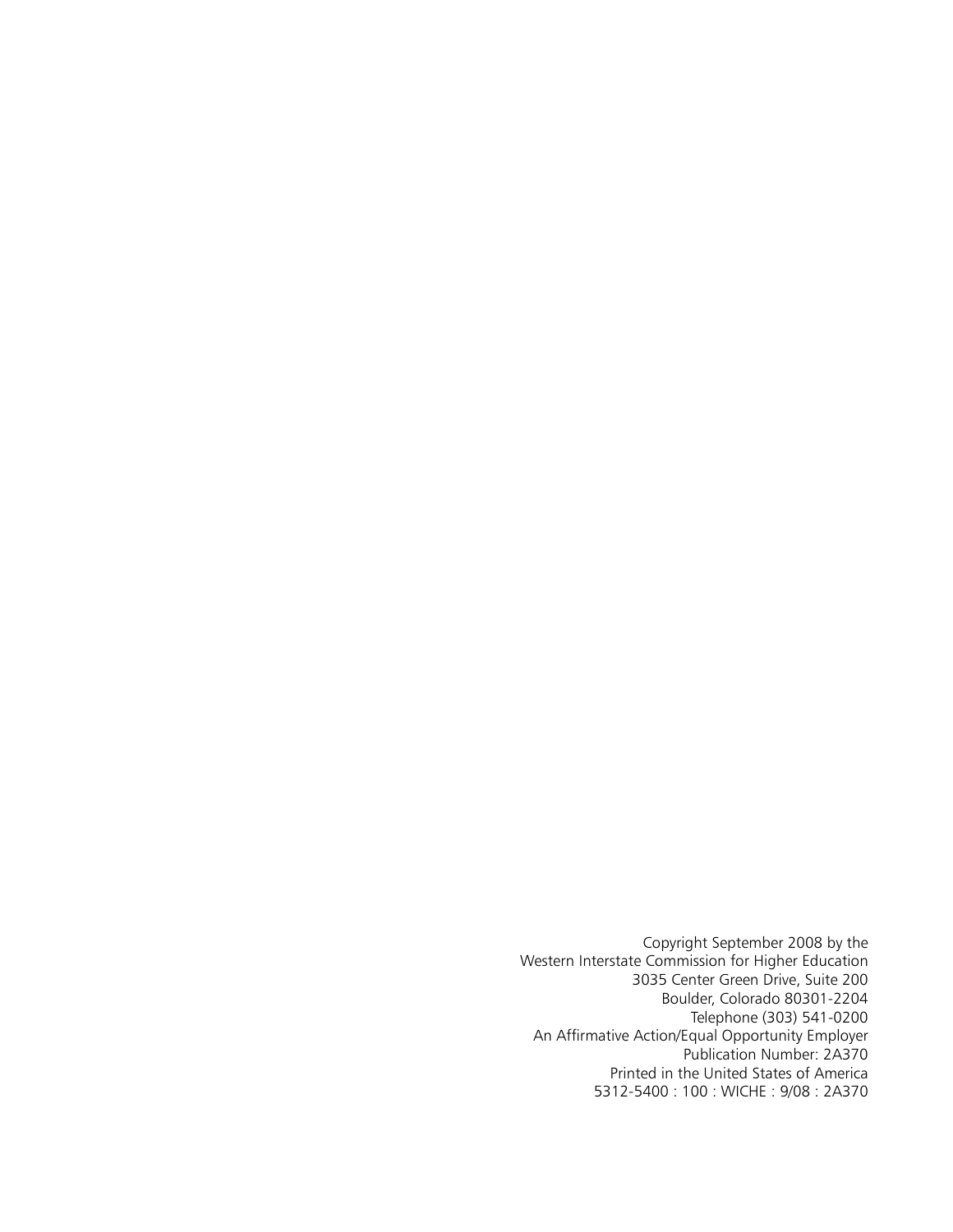Copyright September 2008 by the
Western Interstate Commission for Higher Education
3035 Center Green Drive, Suite 200
Boulder, Colorado 80301-2204
Telephone (303) 541-0200
An Affirmative Action/Equal Opportunity Employer
Publication Number: 2A370
Printed in the United States of America
5312-5400 : 100 : WICHE : 9/08 : 2A370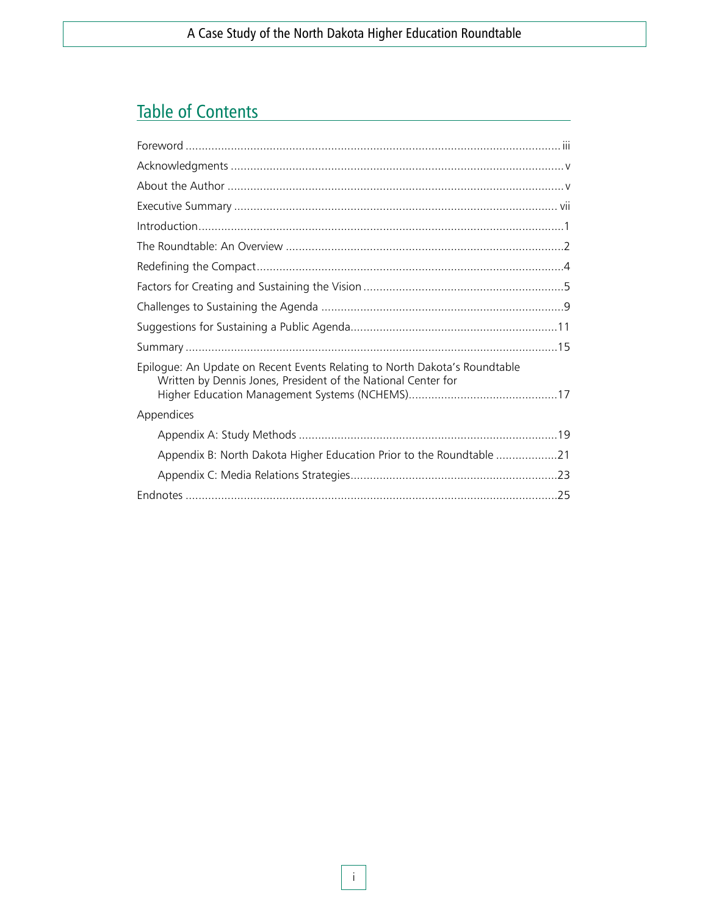## Table of Contents

Foreword ...................................................................................................... iii

Acknowledgments ..........................................................................................v

About the Author ...........................................................................................v

Executive Summary ...................................................................................... vii

Introduction....................................................................................................1

The Roundtable: An Overview .......................................................................2

Redefining the Compact.................................................................................4

Factors for Creating and Sustaining the Vision ..............................................5

Challenges to Sustaining the Agenda ............................................................9

Suggestions for Sustaining a Public Agenda.................................................11

Summary ......................................................................................................15

Epilogue: An Update on Recent Events Relating to North Dakota's Roundtable
Written by Dennis Jones, President of the National Center for
Higher Education Management Systems (NCHEMS)..............................................17

Appendices

- Appendix A: Study Methods ...............................................................................19
- Appendix B: North Dakota Higher Education Prior to the Roundtable ...................21
- Appendix C: Media Relations Strategies................................................................23

Endnotes ......................................................................................................25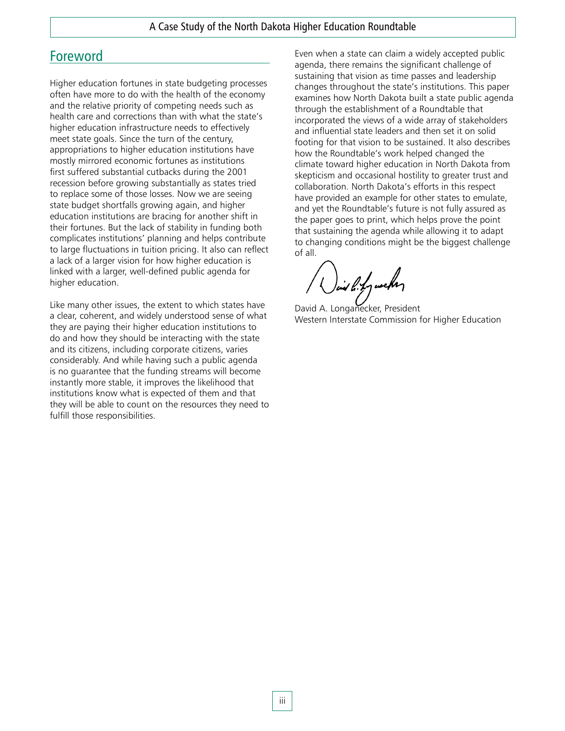## Foreword

Higher education fortunes in state budgeting processes often have more to do with the health of the economy and the relative priority of competing needs such as health care and corrections than with what the state's higher education infrastructure needs to effectively meet state goals. Since the turn of the century, appropriations to higher education institutions have mostly mirrored economic fortunes as institutions first suffered substantial cutbacks during the 2001 recession before growing substantially as states tried to replace some of those losses. Now we are seeing state budget shortfalls growing again, and higher education institutions are bracing for another shift in their fortunes. But the lack of stability in funding both complicates institutions' planning and helps contribute to large fluctuations in tuition pricing. It also can reflect a lack of a larger vision for how higher education is linked with a larger, well-defined public agenda for higher education.

Like many other issues, the extent to which states have a clear, coherent, and widely understood sense of what they are paying their higher education institutions to do and how they should be interacting with the state and its citizens, including corporate citizens, varies considerably. And while having such a public agenda is no guarantee that the funding streams will become instantly more stable, it improves the likelihood that institutions know what is expected of them and that they will be able to count on the resources they need to fulfill those responsibilities.

Even when a state can claim a widely accepted public agenda, there remains the significant challenge of sustaining that vision as time passes and leadership changes throughout the state's institutions. This paper examines how North Dakota built a state public agenda through the establishment of a Roundtable that incorporated the views of a wide array of stakeholders and influential state leaders and then set it on solid footing for that vision to be sustained. It also describes how the Roundtable's work helped changed the climate toward higher education in North Dakota from skepticism and occasional hostility to greater trust and collaboration. North Dakota's efforts in this respect have provided an example for other states to emulate, and yet the Roundtable's future is not fully assured as the paper goes to print, which helps prove the point that sustaining the agenda while allowing it to adapt to changing conditions might be the biggest challenge of all.

David A. Longanecker, President
Western Interstate Commission for Higher Education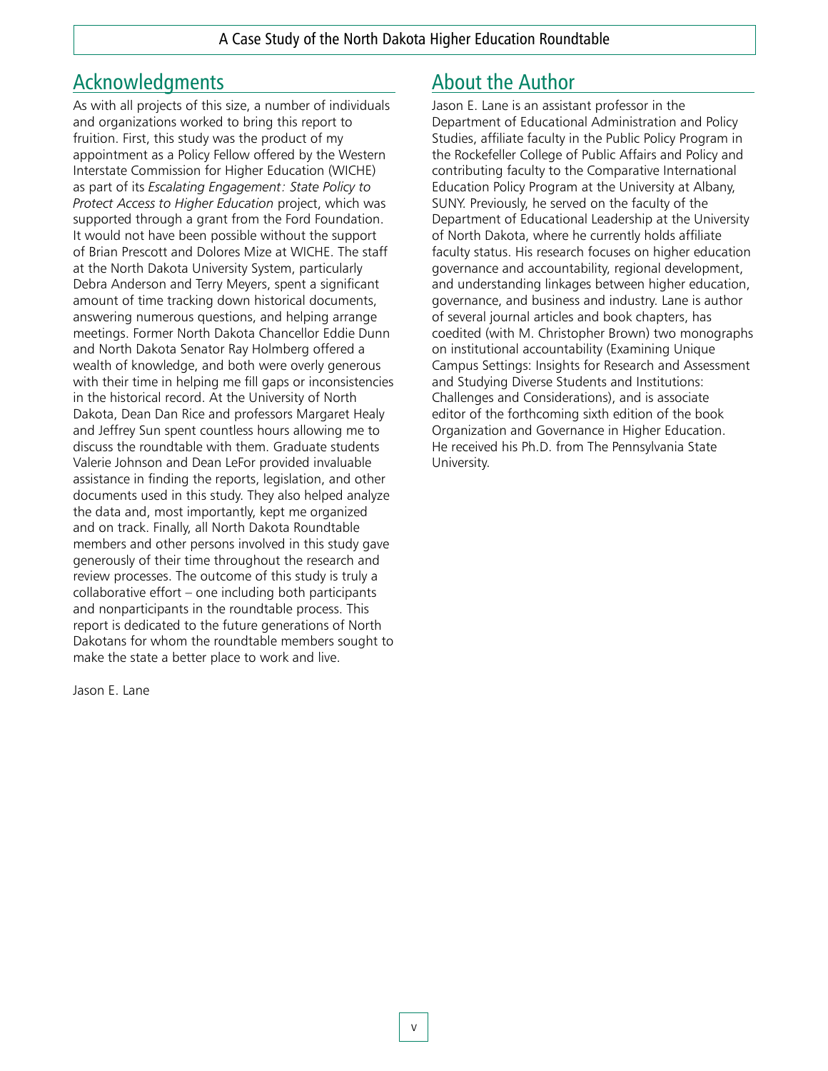## Acknowledgments

As with all projects of this size, a number of individuals and organizations worked to bring this report to fruition. First, this study was the product of my appointment as a Policy Fellow offered by the Western Interstate Commission for Higher Education (WICHE) as part of its *Escalating Engagement: State Policy to Protect Access to Higher Education* project, which was supported through a grant from the Ford Foundation. It would not have been possible without the support of Brian Prescott and Dolores Mize at WICHE. The staff at the North Dakota University System, particularly Debra Anderson and Terry Meyers, spent a significant amount of time tracking down historical documents, answering numerous questions, and helping arrange meetings. Former North Dakota Chancellor Eddie Dunn and North Dakota Senator Ray Holmberg offered a wealth of knowledge, and both were overly generous with their time in helping me fill gaps or inconsistencies in the historical record. At the University of North Dakota, Dean Dan Rice and professors Margaret Healy and Jeffrey Sun spent countless hours allowing me to discuss the roundtable with them. Graduate students Valerie Johnson and Dean LeFor provided invaluable assistance in finding the reports, legislation, and other documents used in this study. They also helped analyze the data and, most importantly, kept me organized and on track. Finally, all North Dakota Roundtable members and other persons involved in this study gave generously of their time throughout the research and review processes. The outcome of this study is truly a collaborative effort – one including both participants and nonparticipants in the roundtable process. This report is dedicated to the future generations of North Dakotans for whom the roundtable members sought to make the state a better place to work and live.

Jason E. Lane

## About the Author

Jason E. Lane is an assistant professor in the Department of Educational Administration and Policy Studies, affiliate faculty in the Public Policy Program in the Rockefeller College of Public Affairs and Policy and contributing faculty to the Comparative International Education Policy Program at the University at Albany, SUNY. Previously, he served on the faculty of the Department of Educational Leadership at the University of North Dakota, where he currently holds affiliate faculty status. His research focuses on higher education governance and accountability, regional development, and understanding linkages between higher education, governance, and business and industry. Lane is author of several journal articles and book chapters, has coedited (with M. Christopher Brown) two monographs on institutional accountability (Examining Unique Campus Settings: Insights for Research and Assessment and Studying Diverse Students and Institutions: Challenges and Considerations), and is associate editor of the forthcoming sixth edition of the book Organization and Governance in Higher Education. He received his Ph.D. from The Pennsylvania State University.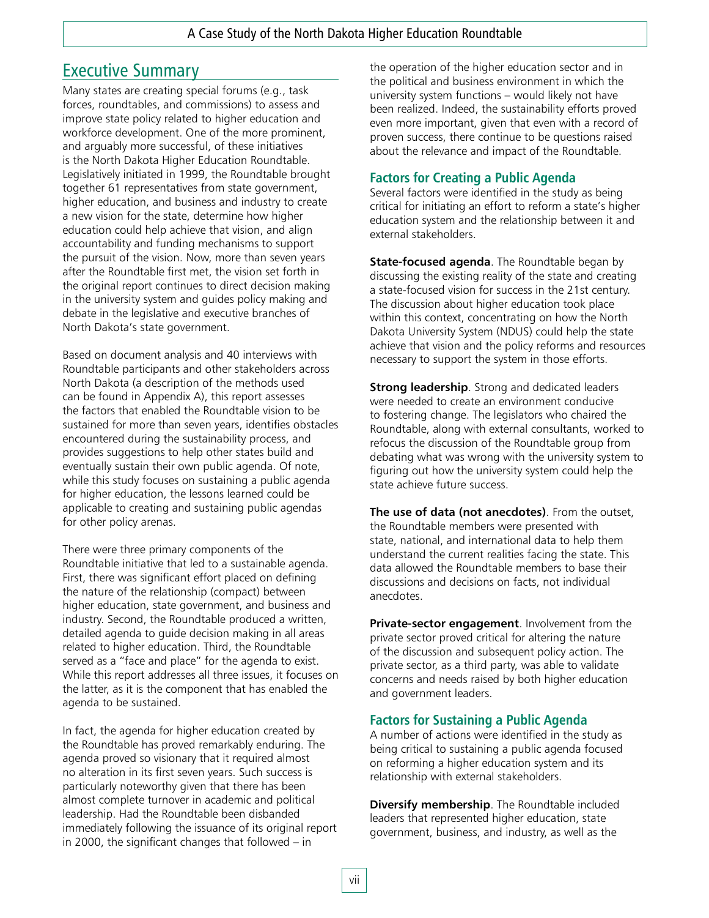## Executive Summary

Many states are creating special forums (e.g., task forces, roundtables, and commissions) to assess and improve state policy related to higher education and workforce development. One of the more prominent, and arguably more successful, of these initiatives is the North Dakota Higher Education Roundtable. Legislatively initiated in 1999, the Roundtable brought together 61 representatives from state government, higher education, and business and industry to create a new vision for the state, determine how higher education could help achieve that vision, and align accountability and funding mechanisms to support the pursuit of the vision. Now, more than seven years after the Roundtable first met, the vision set forth in the original report continues to direct decision making in the university system and guides policy making and debate in the legislative and executive branches of North Dakota's state government.

Based on document analysis and 40 interviews with Roundtable participants and other stakeholders across North Dakota (a description of the methods used can be found in Appendix A), this report assesses the factors that enabled the Roundtable vision to be sustained for more than seven years, identifies obstacles encountered during the sustainability process, and provides suggestions to help other states build and eventually sustain their own public agenda. Of note, while this study focuses on sustaining a public agenda for higher education, the lessons learned could be applicable to creating and sustaining public agendas for other policy arenas.

There were three primary components of the Roundtable initiative that led to a sustainable agenda. First, there was significant effort placed on defining the nature of the relationship (compact) between higher education, state government, and business and industry. Second, the Roundtable produced a written, detailed agenda to guide decision making in all areas related to higher education. Third, the Roundtable served as a "face and place" for the agenda to exist. While this report addresses all three issues, it focuses on the latter, as it is the component that has enabled the agenda to be sustained.

In fact, the agenda for higher education created by the Roundtable has proved remarkably enduring. The agenda proved so visionary that it required almost no alteration in its first seven years. Such success is particularly noteworthy given that there has been almost complete turnover in academic and political leadership. Had the Roundtable been disbanded immediately following the issuance of its original report in 2000, the significant changes that followed – in the operation of the higher education sector and in the political and business environment in which the university system functions – would likely not have been realized. Indeed, the sustainability efforts proved even more important, given that even with a record of proven success, there continue to be questions raised about the relevance and impact of the Roundtable.

### Factors for Creating a Public Agenda

Several factors were identified in the study as being critical for initiating an effort to reform a state's higher education system and the relationship between it and external stakeholders.

**State-focused agenda**. The Roundtable began by discussing the existing reality of the state and creating a state-focused vision for success in the 21st century. The discussion about higher education took place within this context, concentrating on how the North Dakota University System (NDUS) could help the state achieve that vision and the policy reforms and resources necessary to support the system in those efforts.

**Strong leadership**. Strong and dedicated leaders were needed to create an environment conducive to fostering change. The legislators who chaired the Roundtable, along with external consultants, worked to refocus the discussion of the Roundtable group from debating what was wrong with the university system to figuring out how the university system could help the state achieve future success.

**The use of data (not anecdotes)**. From the outset, the Roundtable members were presented with state, national, and international data to help them understand the current realities facing the state. This data allowed the Roundtable members to base their discussions and decisions on facts, not individual anecdotes.

**Private-sector engagement**. Involvement from the private sector proved critical for altering the nature of the discussion and subsequent policy action. The private sector, as a third party, was able to validate concerns and needs raised by both higher education and government leaders.

### Factors for Sustaining a Public Agenda

A number of actions were identified in the study as being critical to sustaining a public agenda focused on reforming a higher education system and its relationship with external stakeholders.

**Diversify membership**. The Roundtable included leaders that represented higher education, state government, business, and industry, as well as the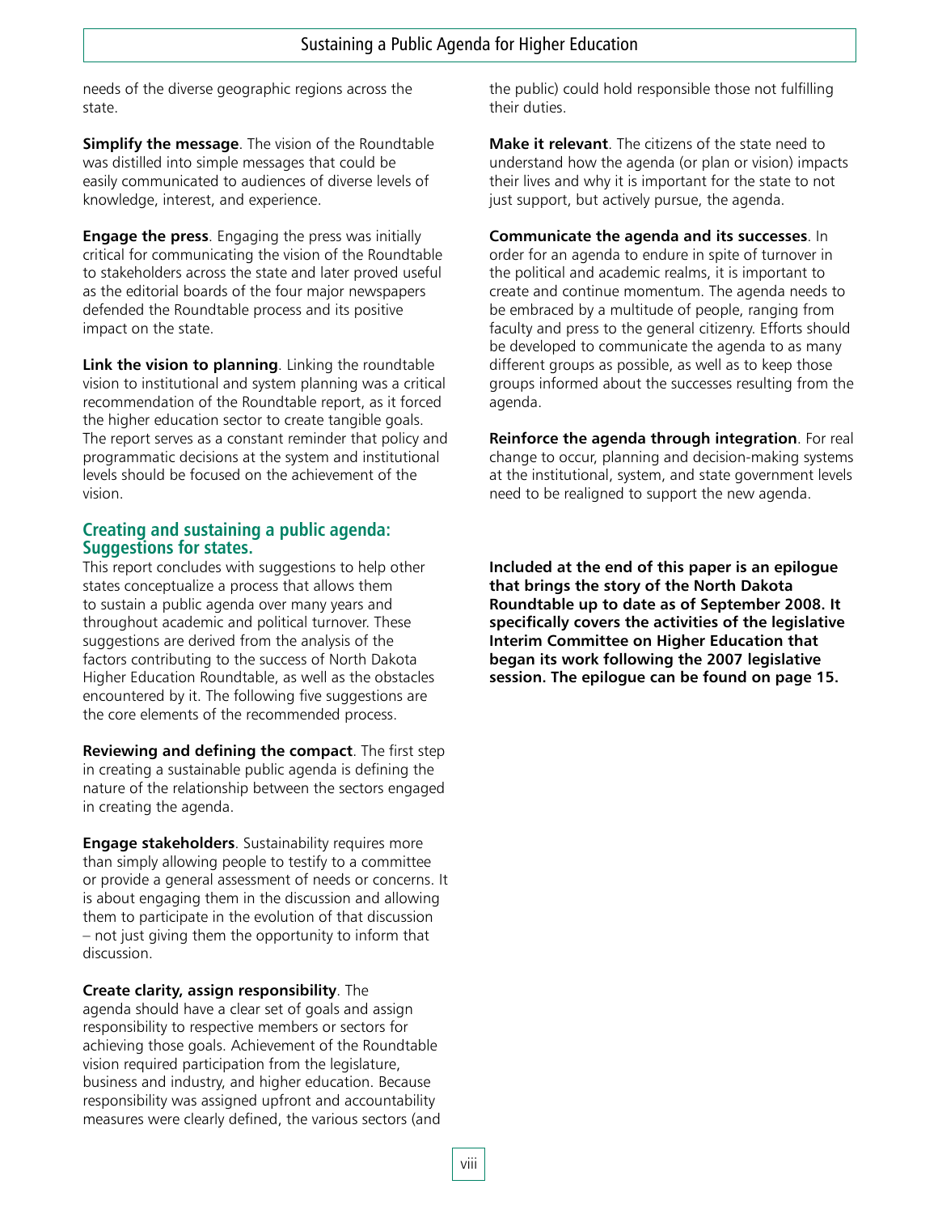needs of the diverse geographic regions across the state.

**Simplify the message**. The vision of the Roundtable was distilled into simple messages that could be easily communicated to audiences of diverse levels of knowledge, interest, and experience.

**Engage the press**. Engaging the press was initially critical for communicating the vision of the Roundtable to stakeholders across the state and later proved useful as the editorial boards of the four major newspapers defended the Roundtable process and its positive impact on the state.

**Link the vision to planning**. Linking the roundtable vision to institutional and system planning was a critical recommendation of the Roundtable report, as it forced the higher education sector to create tangible goals. The report serves as a constant reminder that policy and programmatic decisions at the system and institutional levels should be focused on the achievement of the vision.

## Creating and sustaining a public agenda: Suggestions for states.

This report concludes with suggestions to help other states conceptualize a process that allows them to sustain a public agenda over many years and throughout academic and political turnover. These suggestions are derived from the analysis of the factors contributing to the success of North Dakota Higher Education Roundtable, as well as the obstacles encountered by it. The following five suggestions are the core elements of the recommended process.

**Reviewing and defining the compact**. The first step in creating a sustainable public agenda is defining the nature of the relationship between the sectors engaged in creating the agenda.

**Engage stakeholders**. Sustainability requires more than simply allowing people to testify to a committee or provide a general assessment of needs or concerns. It is about engaging them in the discussion and allowing them to participate in the evolution of that discussion – not just giving them the opportunity to inform that discussion.

**Create clarity, assign responsibility**. The agenda should have a clear set of goals and assign responsibility to respective members or sectors for achieving those goals. Achievement of the Roundtable vision required participation from the legislature, business and industry, and higher education. Because responsibility was assigned upfront and accountability measures were clearly defined, the various sectors (and the public) could hold responsible those not fulfilling their duties.

**Make it relevant**. The citizens of the state need to understand how the agenda (or plan or vision) impacts their lives and why it is important for the state to not just support, but actively pursue, the agenda.

**Communicate the agenda and its successes**. In order for an agenda to endure in spite of turnover in the political and academic realms, it is important to create and continue momentum. The agenda needs to be embraced by a multitude of people, ranging from faculty and press to the general citizenry. Efforts should be developed to communicate the agenda to as many different groups as possible, as well as to keep those groups informed about the successes resulting from the agenda.

**Reinforce the agenda through integration**. For real change to occur, planning and decision-making systems at the institutional, system, and state government levels need to be realigned to support the new agenda.

**Included at the end of this paper is an epilogue that brings the story of the North Dakota Roundtable up to date as of September 2008. It specifically covers the activities of the legislative Interim Committee on Higher Education that began its work following the 2007 legislative session. The epilogue can be found on page 15.**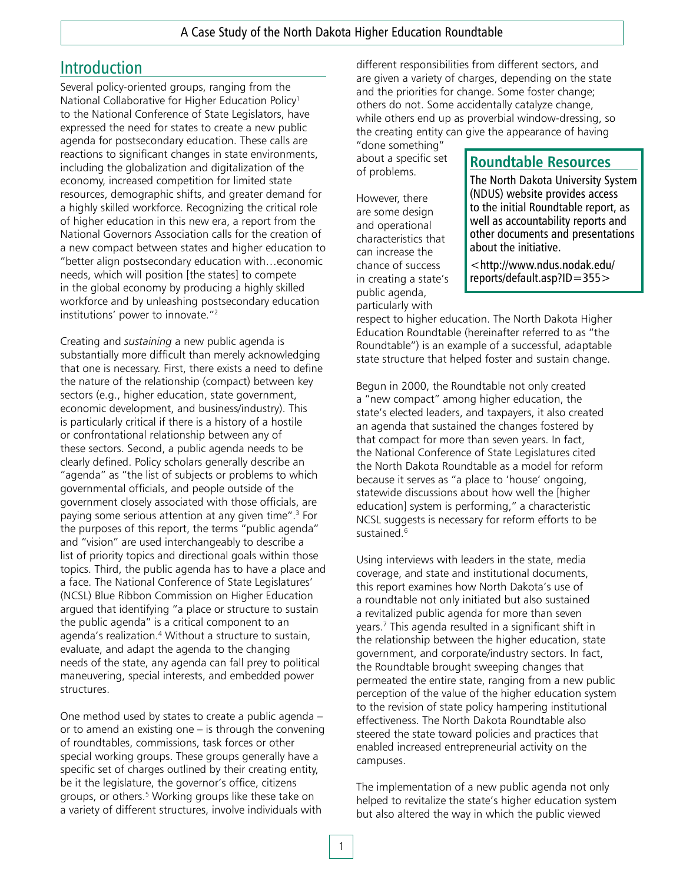## Introduction

Several policy-oriented groups, ranging from the National Collaborative for Higher Education Policy[1] to the National Conference of State Legislators, have expressed the need for states to create a new public agenda for postsecondary education. These calls are reactions to significant changes in state environments, including the globalization and digitalization of the economy, increased competition for limited state resources, demographic shifts, and greater demand for a highly skilled workforce. Recognizing the critical role of higher education in this new era, a report from the National Governors Association calls for the creation of a new compact between states and higher education to "better align postsecondary education with…economic needs, which will position [the states] to compete in the global economy by producing a highly skilled workforce and by unleashing postsecondary education institutions' power to innovate."[2]

Creating and *sustaining* a new public agenda is substantially more difficult than merely acknowledging that one is necessary. First, there exists a need to define the nature of the relationship (compact) between key sectors (e.g., higher education, state government, economic development, and business/industry). This is particularly critical if there is a history of a hostile or confrontational relationship between any of these sectors. Second, a public agenda needs to be clearly defined. Policy scholars generally describe an "agenda" as "the list of subjects or problems to which governmental officials, and people outside of the government closely associated with those officials, are paying some serious attention at any given time".[3] For the purposes of this report, the terms "public agenda" and "vision" are used interchangeably to describe a list of priority topics and directional goals within those topics. Third, the public agenda has to have a place and a face. The National Conference of State Legislatures' (NCSL) Blue Ribbon Commission on Higher Education argued that identifying "a place or structure to sustain the public agenda" is a critical component to an agenda's realization.[4] Without a structure to sustain, evaluate, and adapt the agenda to the changing needs of the state, any agenda can fall prey to political maneuvering, special interests, and embedded power structures.

One method used by states to create a public agenda – or to amend an existing one – is through the convening of roundtables, commissions, task forces or other special working groups. These groups generally have a specific set of charges outlined by their creating entity, be it the legislature, the governor's office, citizens groups, or others.[5] Working groups like these take on a variety of different structures, involve individuals with different responsibilities from different sectors, and are given a variety of charges, depending on the state and the priorities for change. Some foster change; others do not. Some accidentally catalyze change, while others end up as proverbial window-dressing, so the creating entity can give the appearance of having "done something" about a specific set of problems.

However, there are some design and operational characteristics that can increase the chance of success in creating a state's public agenda, particularly with respect to higher education. The North Dakota Higher Education Roundtable (hereinafter referred to as "the Roundtable") is an example of a successful, adaptable state structure that helped foster and sustain change.

> **Roundtable Resources**
>
> The North Dakota University System (NDUS) website provides access to the initial Roundtable report, as well as accountability reports and other documents and presentations about the initiative.
>
> <http://www.ndus.nodak.edu/reports/default.asp?ID=355>

Begun in 2000, the Roundtable not only created a "new compact" among higher education, the state's elected leaders, and taxpayers, it also created an agenda that sustained the changes fostered by that compact for more than seven years. In fact, the National Conference of State Legislatures cited the North Dakota Roundtable as a model for reform because it serves as "a place to 'house' ongoing, statewide discussions about how well the [higher education] system is performing," a characteristic NCSL suggests is necessary for reform efforts to be sustained.[6]

Using interviews with leaders in the state, media coverage, and state and institutional documents, this report examines how North Dakota's use of a roundtable not only initiated but also sustained a revitalized public agenda for more than seven years.[7] This agenda resulted in a significant shift in the relationship between the higher education, state government, and corporate/industry sectors. In fact, the Roundtable brought sweeping changes that permeated the entire state, ranging from a new public perception of the value of the higher education system to the revision of state policy hampering institutional effectiveness. The North Dakota Roundtable also steered the state toward policies and practices that enabled increased entrepreneurial activity on the campuses.

The implementation of a new public agenda not only helped to revitalize the state's higher education system but also altered the way in which the public viewed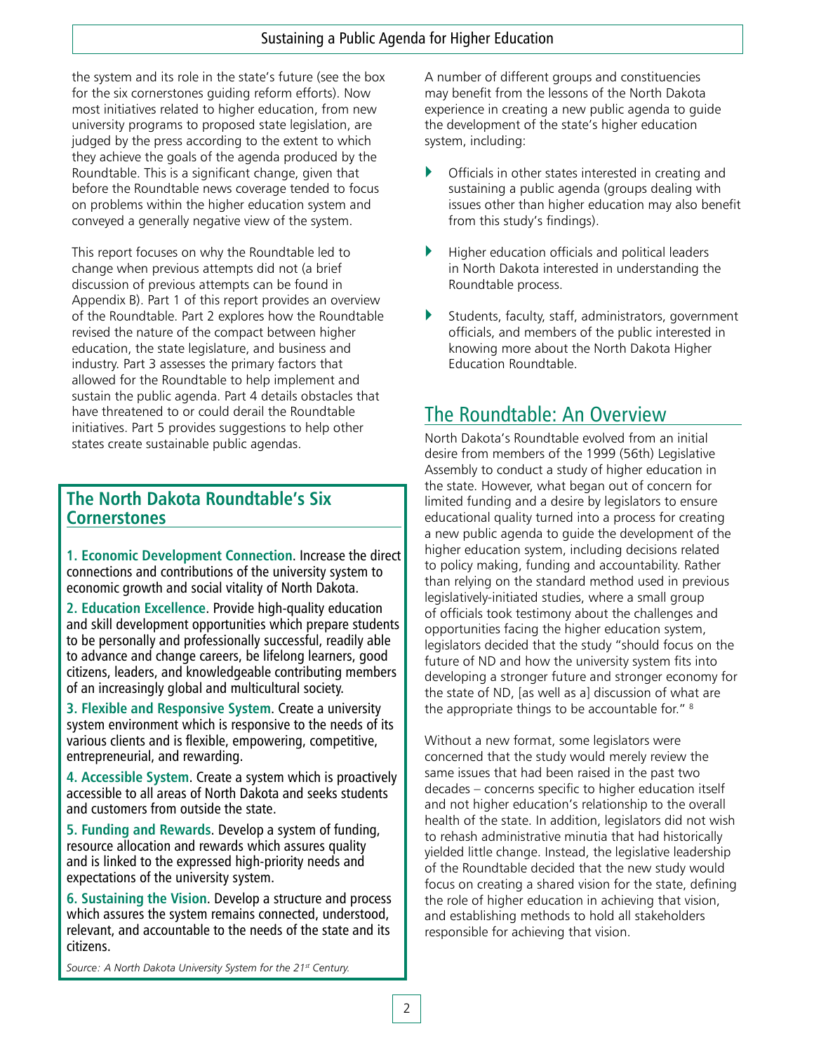the system and its role in the state's future (see the box for the six cornerstones guiding reform efforts). Now most initiatives related to higher education, from new university programs to proposed state legislation, are judged by the press according to the extent to which they achieve the goals of the agenda produced by the Roundtable. This is a significant change, given that before the Roundtable news coverage tended to focus on problems within the higher education system and conveyed a generally negative view of the system.

This report focuses on why the Roundtable led to change when previous attempts did not (a brief discussion of previous attempts can be found in Appendix B). Part 1 of this report provides an overview of the Roundtable. Part 2 explores how the Roundtable revised the nature of the compact between higher education, the state legislature, and business and industry. Part 3 assesses the primary factors that allowed for the Roundtable to help implement and sustain the public agenda. Part 4 details obstacles that have threatened to or could derail the Roundtable initiatives. Part 5 provides suggestions to help other states create sustainable public agendas.

### The North Dakota Roundtable's Six Cornerstones

**1. Economic Development Connection**. Increase the direct connections and contributions of the university system to economic growth and social vitality of North Dakota.

**2. Education Excellence**. Provide high-quality education and skill development opportunities which prepare students to be personally and professionally successful, readily able to advance and change careers, be lifelong learners, good citizens, leaders, and knowledgeable contributing members of an increasingly global and multicultural society.

**3. Flexible and Responsive System**. Create a university system environment which is responsive to the needs of its various clients and is flexible, empowering, competitive, entrepreneurial, and rewarding.

**4. Accessible System**. Create a system which is proactively accessible to all areas of North Dakota and seeks students and customers from outside the state.

**5. Funding and Rewards**. Develop a system of funding, resource allocation and rewards which assures quality and is linked to the expressed high-priority needs and expectations of the university system.

**6. Sustaining the Vision**. Develop a structure and process which assures the system remains connected, understood, relevant, and accountable to the needs of the state and its citizens.

*Source: A North Dakota University System for the 21st Century.*

A number of different groups and constituencies may benefit from the lessons of the North Dakota experience in creating a new public agenda to guide the development of the state's higher education system, including:

- Officials in other states interested in creating and sustaining a public agenda (groups dealing with issues other than higher education may also benefit from this study's findings).
- Higher education officials and political leaders in North Dakota interested in understanding the Roundtable process.
- Students, faculty, staff, administrators, government officials, and members of the public interested in knowing more about the North Dakota Higher Education Roundtable.

## The Roundtable: An Overview

North Dakota's Roundtable evolved from an initial desire from members of the 1999 (56th) Legislative Assembly to conduct a study of higher education in the state. However, what began out of concern for limited funding and a desire by legislators to ensure educational quality turned into a process for creating a new public agenda to guide the development of the higher education system, including decisions related to policy making, funding and accountability. Rather than relying on the standard method used in previous legislatively-initiated studies, where a small group of officials took testimony about the challenges and opportunities facing the higher education system, legislators decided that the study "should focus on the future of ND and how the university system fits into developing a stronger future and stronger economy for the state of ND, [as well as a] discussion of what are the appropriate things to be accountable for." [8]

Without a new format, some legislators were concerned that the study would merely review the same issues that had been raised in the past two decades – concerns specific to higher education itself and not higher education's relationship to the overall health of the state. In addition, legislators did not wish to rehash administrative minutia that had historically yielded little change. Instead, the legislative leadership of the Roundtable decided that the new study would focus on creating a shared vision for the state, defining the role of higher education in achieving that vision, and establishing methods to hold all stakeholders responsible for achieving that vision.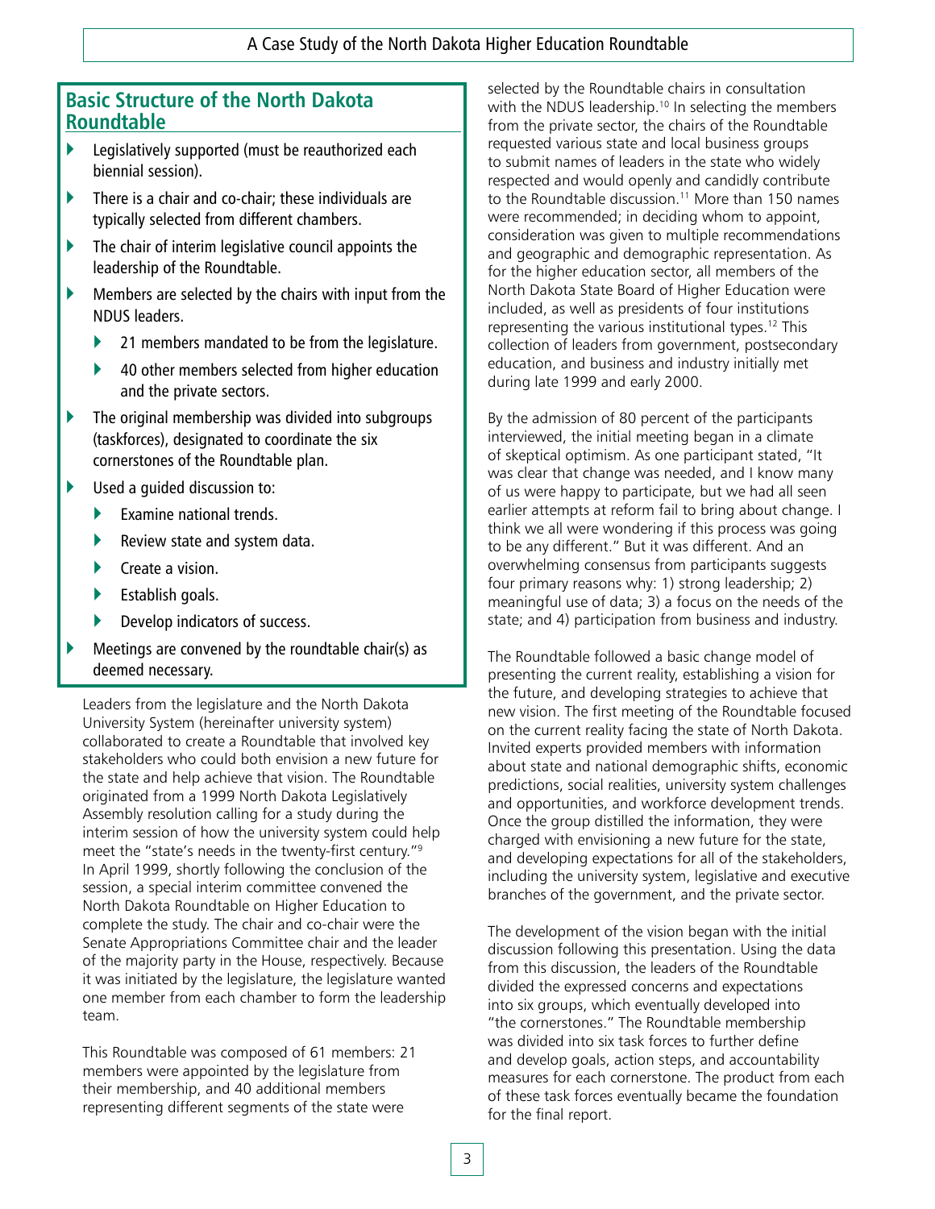## Basic Structure of the North Dakota Roundtable

- Legislatively supported (must be reauthorized each biennial session).
- There is a chair and co-chair; these individuals are typically selected from different chambers.
- The chair of interim legislative council appoints the leadership of the Roundtable.
- Members are selected by the chairs with input from the NDUS leaders.
  - 21 members mandated to be from the legislature.
  - 40 other members selected from higher education and the private sectors.
- The original membership was divided into subgroups (taskforces), designated to coordinate the six cornerstones of the Roundtable plan.
- Used a guided discussion to:
  - Examine national trends.
  - Review state and system data.
  - Create a vision.
  - Establish goals.
  - Develop indicators of success.
- Meetings are convened by the roundtable chair(s) as deemed necessary.

Leaders from the legislature and the North Dakota University System (hereinafter university system) collaborated to create a Roundtable that involved key stakeholders who could both envision a new future for the state and help achieve that vision. The Roundtable originated from a 1999 North Dakota Legislatively Assembly resolution calling for a study during the interim session of how the university system could help meet the "state's needs in the twenty-first century."[9] In April 1999, shortly following the conclusion of the session, a special interim committee convened the North Dakota Roundtable on Higher Education to complete the study. The chair and co-chair were the Senate Appropriations Committee chair and the leader of the majority party in the House, respectively. Because it was initiated by the legislature, the legislature wanted one member from each chamber to form the leadership team.

This Roundtable was composed of 61 members: 21 members were appointed by the legislature from their membership, and 40 additional members representing different segments of the state were selected by the Roundtable chairs in consultation with the NDUS leadership.[10] In selecting the members from the private sector, the chairs of the Roundtable requested various state and local business groups to submit names of leaders in the state who widely respected and would openly and candidly contribute to the Roundtable discussion.[11] More than 150 names were recommended; in deciding whom to appoint, consideration was given to multiple recommendations and geographic and demographic representation. As for the higher education sector, all members of the North Dakota State Board of Higher Education were included, as well as presidents of four institutions representing the various institutional types.[12] This collection of leaders from government, postsecondary education, and business and industry initially met during late 1999 and early 2000.

By the admission of 80 percent of the participants interviewed, the initial meeting began in a climate of skeptical optimism. As one participant stated, "It was clear that change was needed, and I know many of us were happy to participate, but we had all seen earlier attempts at reform fail to bring about change. I think we all were wondering if this process was going to be any different." But it was different. And an overwhelming consensus from participants suggests four primary reasons why: 1) strong leadership; 2) meaningful use of data; 3) a focus on the needs of the state; and 4) participation from business and industry.

The Roundtable followed a basic change model of presenting the current reality, establishing a vision for the future, and developing strategies to achieve that new vision. The first meeting of the Roundtable focused on the current reality facing the state of North Dakota. Invited experts provided members with information about state and national demographic shifts, economic predictions, social realities, university system challenges and opportunities, and workforce development trends. Once the group distilled the information, they were charged with envisioning a new future for the state, and developing expectations for all of the stakeholders, including the university system, legislative and executive branches of the government, and the private sector.

The development of the vision began with the initial discussion following this presentation. Using the data from this discussion, the leaders of the Roundtable divided the expressed concerns and expectations into six groups, which eventually developed into "the cornerstones." The Roundtable membership was divided into six task forces to further define and develop goals, action steps, and accountability measures for each cornerstone. The product from each of these task forces eventually became the foundation for the final report.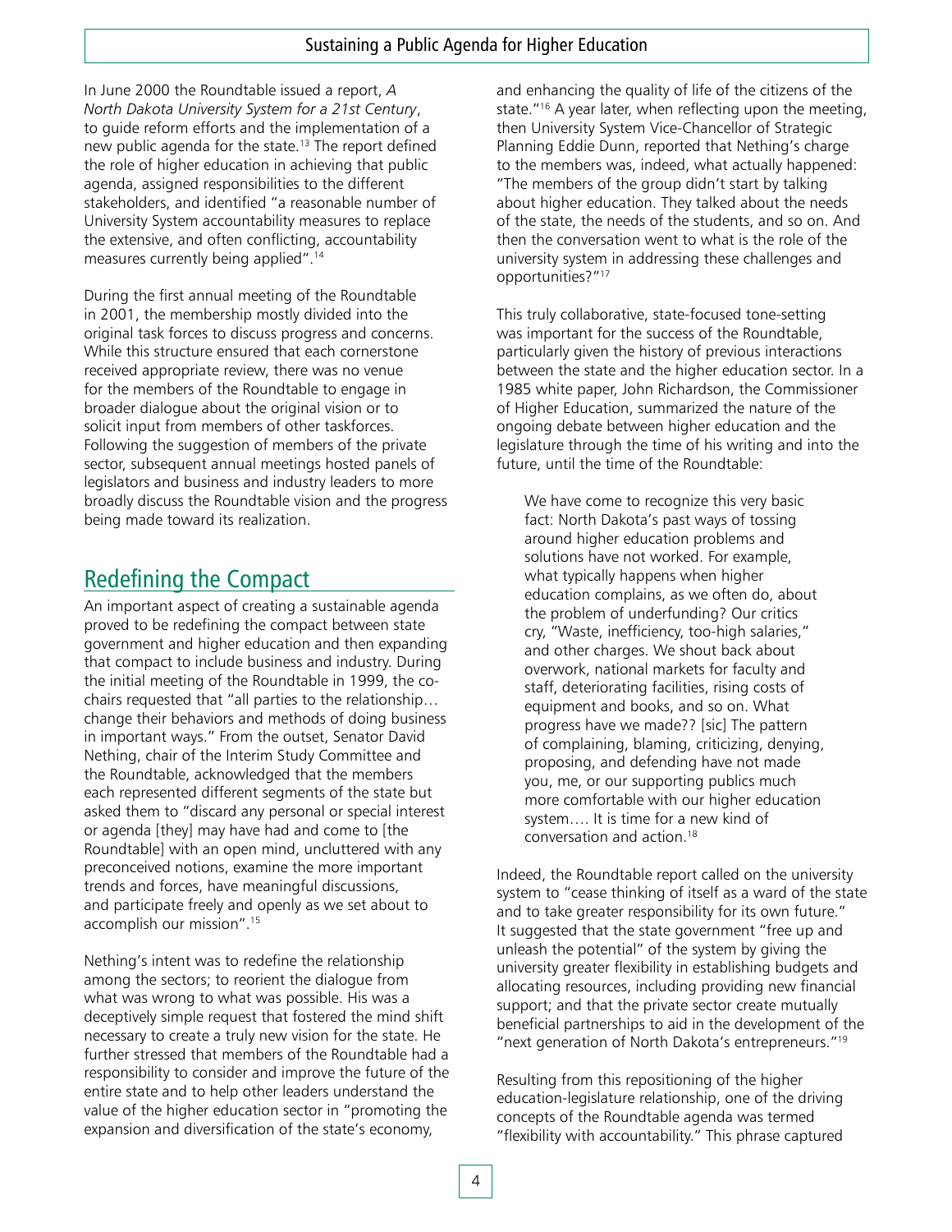In June 2000 the Roundtable issued a report, *A North Dakota University System for a 21st Century*, to guide reform efforts and the implementation of a new public agenda for the state.[13] The report defined the role of higher education in achieving that public agenda, assigned responsibilities to the different stakeholders, and identified "a reasonable number of University System accountability measures to replace the extensive, and often conflicting, accountability measures currently being applied".[14]

During the first annual meeting of the Roundtable in 2001, the membership mostly divided into the original task forces to discuss progress and concerns. While this structure ensured that each cornerstone received appropriate review, there was no venue for the members of the Roundtable to engage in broader dialogue about the original vision or to solicit input from members of other taskforces. Following the suggestion of members of the private sector, subsequent annual meetings hosted panels of legislators and business and industry leaders to more broadly discuss the Roundtable vision and the progress being made toward its realization.

## Redefining the Compact

An important aspect of creating a sustainable agenda proved to be redefining the compact between state government and higher education and then expanding that compact to include business and industry. During the initial meeting of the Roundtable in 1999, the co-chairs requested that "all parties to the relationship… change their behaviors and methods of doing business in important ways." From the outset, Senator David Nething, chair of the Interim Study Committee and the Roundtable, acknowledged that the members each represented different segments of the state but asked them to "discard any personal or special interest or agenda [they] may have had and come to [the Roundtable] with an open mind, uncluttered with any preconceived notions, examine the more important trends and forces, have meaningful discussions, and participate freely and openly as we set about to accomplish our mission".[15]

Nething's intent was to redefine the relationship among the sectors; to reorient the dialogue from what was wrong to what was possible. His was a deceptively simple request that fostered the mind shift necessary to create a truly new vision for the state. He further stressed that members of the Roundtable had a responsibility to consider and improve the future of the entire state and to help other leaders understand the value of the higher education sector in "promoting the expansion and diversification of the state's economy, and enhancing the quality of life of the citizens of the state."[16] A year later, when reflecting upon the meeting, then University System Vice-Chancellor of Strategic Planning Eddie Dunn, reported that Nething's charge to the members was, indeed, what actually happened: "The members of the group didn't start by talking about higher education. They talked about the needs of the state, the needs of the students, and so on. And then the conversation went to what is the role of the university system in addressing these challenges and opportunities?"[17]

This truly collaborative, state-focused tone-setting was important for the success of the Roundtable, particularly given the history of previous interactions between the state and the higher education sector. In a 1985 white paper, John Richardson, the Commissioner of Higher Education, summarized the nature of the ongoing debate between higher education and the legislature through the time of his writing and into the future, until the time of the Roundtable:

> We have come to recognize this very basic fact: North Dakota's past ways of tossing around higher education problems and solutions have not worked. For example, what typically happens when higher education complains, as we often do, about the problem of underfunding? Our critics cry, "Waste, inefficiency, too-high salaries," and other charges. We shout back about overwork, national markets for faculty and staff, deteriorating facilities, rising costs of equipment and books, and so on. What progress have we made?? [sic] The pattern of complaining, blaming, criticizing, denying, proposing, and defending have not made you, me, or our supporting publics much more comfortable with our higher education system…. It is time for a new kind of conversation and action.[18]

Indeed, the Roundtable report called on the university system to "cease thinking of itself as a ward of the state and to take greater responsibility for its own future." It suggested that the state government "free up and unleash the potential" of the system by giving the university greater flexibility in establishing budgets and allocating resources, including providing new financial support; and that the private sector create mutually beneficial partnerships to aid in the development of the "next generation of North Dakota's entrepreneurs."[19]

Resulting from this repositioning of the higher education-legislature relationship, one of the driving concepts of the Roundtable agenda was termed "flexibility with accountability." This phrase captured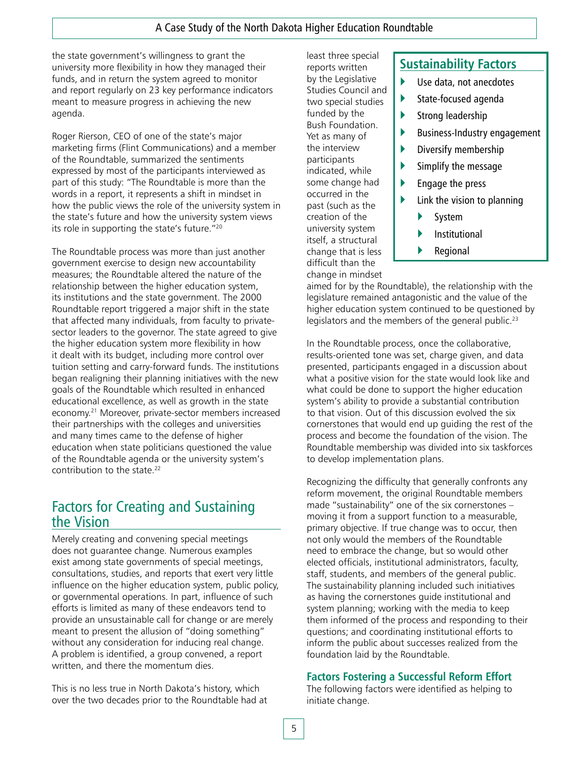the state government's willingness to grant the university more flexibility in how they managed their funds, and in return the system agreed to monitor and report regularly on 23 key performance indicators meant to measure progress in achieving the new agenda.

Roger Rierson, CEO of one of the state's major marketing firms (Flint Communications) and a member of the Roundtable, summarized the sentiments expressed by most of the participants interviewed as part of this study: "The Roundtable is more than the words in a report, it represents a shift in mindset in how the public views the role of the university system in the state's future and how the university system views its role in supporting the state's future."[20]

The Roundtable process was more than just another government exercise to design new accountability measures; the Roundtable altered the nature of the relationship between the higher education system, its institutions and the state government. The 2000 Roundtable report triggered a major shift in the state that affected many individuals, from faculty to private-sector leaders to the governor. The state agreed to give the higher education system more flexibility in how it dealt with its budget, including more control over tuition setting and carry-forward funds. The institutions began realigning their planning initiatives with the new goals of the Roundtable which resulted in enhanced educational excellence, as well as growth in the state economy.[21] Moreover, private-sector members increased their partnerships with the colleges and universities and many times came to the defense of higher education when state politicians questioned the value of the Roundtable agenda or the university system's contribution to the state.[22]

## Factors for Creating and Sustaining the Vision

Merely creating and convening special meetings does not guarantee change. Numerous examples exist among state governments of special meetings, consultations, studies, and reports that exert very little influence on the higher education system, public policy, or governmental operations. In part, influence of such efforts is limited as many of these endeavors tend to provide an unsustainable call for change or are merely meant to present the allusion of "doing something" without any consideration for inducing real change. A problem is identified, a group convened, a report written, and there the momentum dies.

This is no less true in North Dakota's history, which over the two decades prior to the Roundtable had at least three special reports written by the Legislative Studies Council and two special studies funded by the Bush Foundation. Yet as many of the interview participants indicated, while some change had occurred in the past (such as the creation of the university system itself, a structural change that is less difficult than the change in mindset aimed for by the Roundtable), the relationship with the legislature remained antagonistic and the value of the higher education system continued to be questioned by legislators and the members of the general public.[23]

### Sustainability Factors

- Use data, not anecdotes
- State-focused agenda
- Strong leadership
- Business-Industry engagement
- Diversify membership
- Simplify the message
- Engage the press
- Link the vision to planning
  - System
  - Institutional
  - Regional

In the Roundtable process, once the collaborative, results-oriented tone was set, charge given, and data presented, participants engaged in a discussion about what a positive vision for the state would look like and what could be done to support the higher education system's ability to provide a substantial contribution to that vision. Out of this discussion evolved the six cornerstones that would end up guiding the rest of the process and become the foundation of the vision. The Roundtable membership was divided into six taskforces to develop implementation plans.

Recognizing the difficulty that generally confronts any reform movement, the original Roundtable members made "sustainability" one of the six cornerstones – moving it from a support function to a measurable, primary objective. If true change was to occur, then not only would the members of the Roundtable need to embrace the change, but so would other elected officials, institutional administrators, faculty, staff, students, and members of the general public. The sustainability planning included such initiatives as having the cornerstones guide institutional and system planning; working with the media to keep them informed of the process and responding to their questions; and coordinating institutional efforts to inform the public about successes realized from the foundation laid by the Roundtable.

### Factors Fostering a Successful Reform Effort

The following factors were identified as helping to initiate change.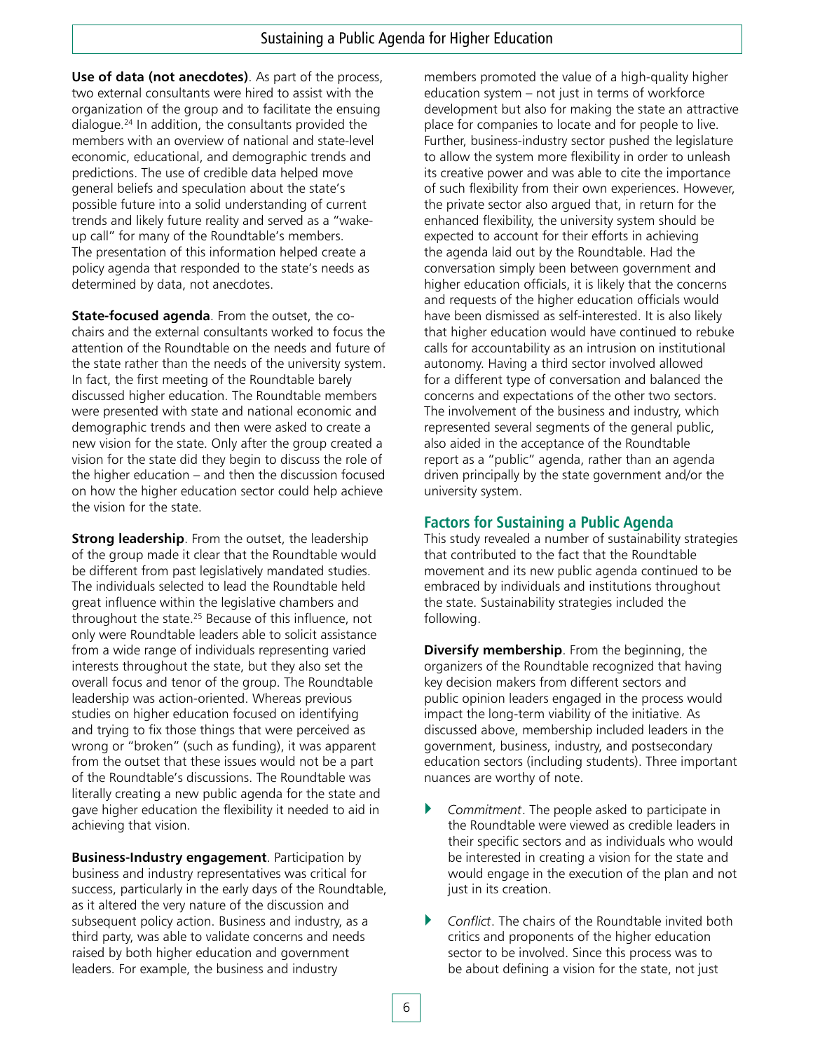**Use of data (not anecdotes)**. As part of the process, two external consultants were hired to assist with the organization of the group and to facilitate the ensuing dialogue.[24] In addition, the consultants provided the members with an overview of national and state-level economic, educational, and demographic trends and predictions. The use of credible data helped move general beliefs and speculation about the state's possible future into a solid understanding of current trends and likely future reality and served as a "wake-up call" for many of the Roundtable's members. The presentation of this information helped create a policy agenda that responded to the state's needs as determined by data, not anecdotes.

**State-focused agenda**. From the outset, the co-chairs and the external consultants worked to focus the attention of the Roundtable on the needs and future of the state rather than the needs of the university system. In fact, the first meeting of the Roundtable barely discussed higher education. The Roundtable members were presented with state and national economic and demographic trends and then were asked to create a new vision for the state. Only after the group created a vision for the state did they begin to discuss the role of the higher education – and then the discussion focused on how the higher education sector could help achieve the vision for the state.

**Strong leadership**. From the outset, the leadership of the group made it clear that the Roundtable would be different from past legislatively mandated studies. The individuals selected to lead the Roundtable held great influence within the legislative chambers and throughout the state.[25] Because of this influence, not only were Roundtable leaders able to solicit assistance from a wide range of individuals representing varied interests throughout the state, but they also set the overall focus and tenor of the group. The Roundtable leadership was action-oriented. Whereas previous studies on higher education focused on identifying and trying to fix those things that were perceived as wrong or "broken" (such as funding), it was apparent from the outset that these issues would not be a part of the Roundtable's discussions. The Roundtable was literally creating a new public agenda for the state and gave higher education the flexibility it needed to aid in achieving that vision.

**Business-Industry engagement**. Participation by business and industry representatives was critical for success, particularly in the early days of the Roundtable, as it altered the very nature of the discussion and subsequent policy action. Business and industry, as a third party, was able to validate concerns and needs raised by both higher education and government leaders. For example, the business and industry members promoted the value of a high-quality higher education system – not just in terms of workforce development but also for making the state an attractive place for companies to locate and for people to live. Further, business-industry sector pushed the legislature to allow the system more flexibility in order to unleash its creative power and was able to cite the importance of such flexibility from their own experiences. However, the private sector also argued that, in return for the enhanced flexibility, the university system should be expected to account for their efforts in achieving the agenda laid out by the Roundtable. Had the conversation simply been between government and higher education officials, it is likely that the concerns and requests of the higher education officials would have been dismissed as self-interested. It is also likely that higher education would have continued to rebuke calls for accountability as an intrusion on institutional autonomy. Having a third sector involved allowed for a different type of conversation and balanced the concerns and expectations of the other two sectors. The involvement of the business and industry, which represented several segments of the general public, also aided in the acceptance of the Roundtable report as a "public" agenda, rather than an agenda driven principally by the state government and/or the university system.

## Factors for Sustaining a Public Agenda

This study revealed a number of sustainability strategies that contributed to the fact that the Roundtable movement and its new public agenda continued to be embraced by individuals and institutions throughout the state. Sustainability strategies included the following.

**Diversify membership**. From the beginning, the organizers of the Roundtable recognized that having key decision makers from different sectors and public opinion leaders engaged in the process would impact the long-term viability of the initiative. As discussed above, membership included leaders in the government, business, industry, and postsecondary education sectors (including students). Three important nuances are worthy of note.

- *Commitment*. The people asked to participate in the Roundtable were viewed as credible leaders in their specific sectors and as individuals who would be interested in creating a vision for the state and would engage in the execution of the plan and not just in its creation.
- *Conflict*. The chairs of the Roundtable invited both critics and proponents of the higher education sector to be involved. Since this process was to be about defining a vision for the state, not just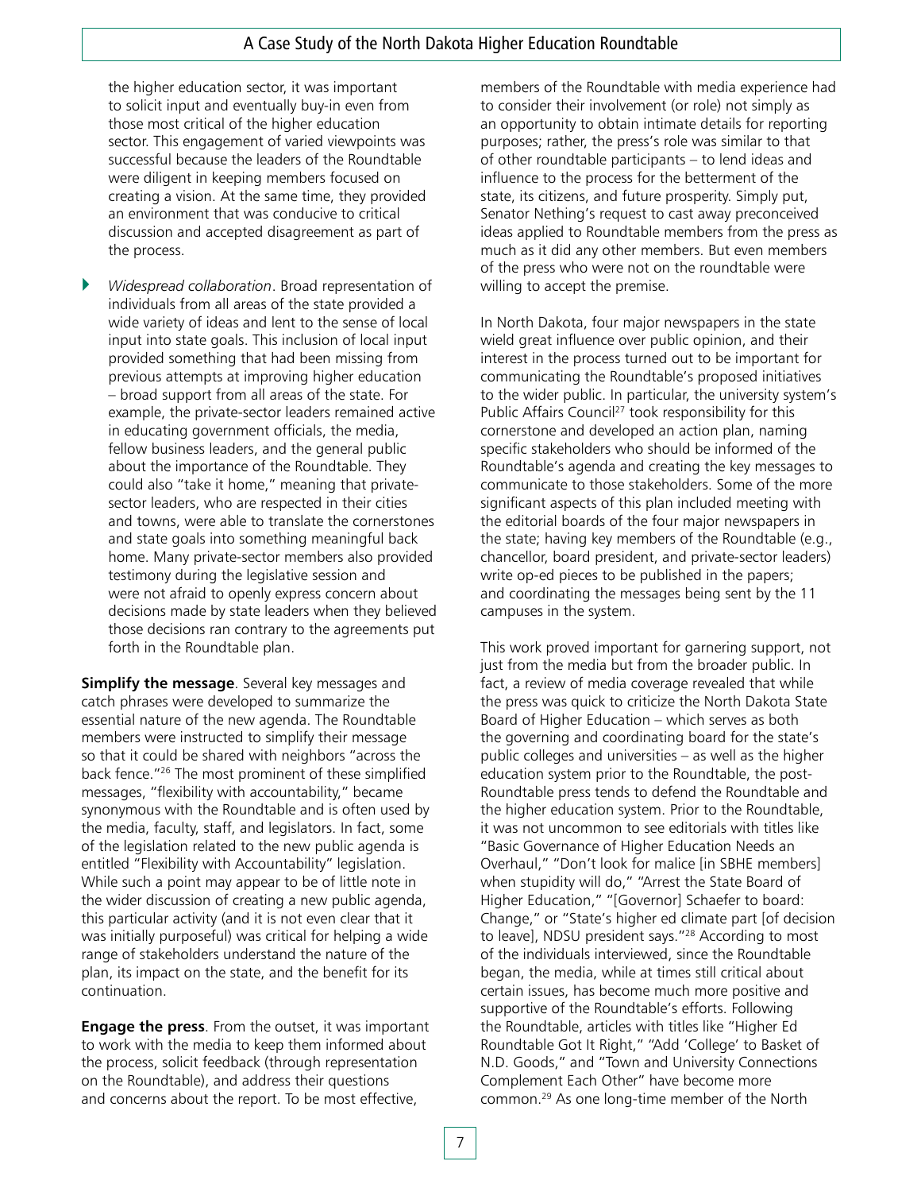the higher education sector, it was important to solicit input and eventually buy-in even from those most critical of the higher education sector. This engagement of varied viewpoints was successful because the leaders of the Roundtable were diligent in keeping members focused on creating a vision. At the same time, they provided an environment that was conducive to critical discussion and accepted disagreement as part of the process.

- *Widespread collaboration*. Broad representation of individuals from all areas of the state provided a wide variety of ideas and lent to the sense of local input into state goals. This inclusion of local input provided something that had been missing from previous attempts at improving higher education – broad support from all areas of the state. For example, the private-sector leaders remained active in educating government officials, the media, fellow business leaders, and the general public about the importance of the Roundtable. They could also "take it home," meaning that private-sector leaders, who are respected in their cities and towns, were able to translate the cornerstones and state goals into something meaningful back home. Many private-sector members also provided testimony during the legislative session and were not afraid to openly express concern about decisions made by state leaders when they believed those decisions ran contrary to the agreements put forth in the Roundtable plan.

**Simplify the message**. Several key messages and catch phrases were developed to summarize the essential nature of the new agenda. The Roundtable members were instructed to simplify their message so that it could be shared with neighbors "across the back fence."[26] The most prominent of these simplified messages, "flexibility with accountability," became synonymous with the Roundtable and is often used by the media, faculty, staff, and legislators. In fact, some of the legislation related to the new public agenda is entitled "Flexibility with Accountability" legislation. While such a point may appear to be of little note in the wider discussion of creating a new public agenda, this particular activity (and it is not even clear that it was initially purposeful) was critical for helping a wide range of stakeholders understand the nature of the plan, its impact on the state, and the benefit for its continuation.

**Engage the press**. From the outset, it was important to work with the media to keep them informed about the process, solicit feedback (through representation on the Roundtable), and address their questions and concerns about the report. To be most effective, members of the Roundtable with media experience had to consider their involvement (or role) not simply as an opportunity to obtain intimate details for reporting purposes; rather, the press's role was similar to that of other roundtable participants – to lend ideas and influence to the process for the betterment of the state, its citizens, and future prosperity. Simply put, Senator Nething's request to cast away preconceived ideas applied to Roundtable members from the press as much as it did any other members. But even members of the press who were not on the roundtable were willing to accept the premise.

In North Dakota, four major newspapers in the state wield great influence over public opinion, and their interest in the process turned out to be important for communicating the Roundtable's proposed initiatives to the wider public. In particular, the university system's Public Affairs Council[27] took responsibility for this cornerstone and developed an action plan, naming specific stakeholders who should be informed of the Roundtable's agenda and creating the key messages to communicate to those stakeholders. Some of the more significant aspects of this plan included meeting with the editorial boards of the four major newspapers in the state; having key members of the Roundtable (e.g., chancellor, board president, and private-sector leaders) write op-ed pieces to be published in the papers; and coordinating the messages being sent by the 11 campuses in the system.

This work proved important for garnering support, not just from the media but from the broader public. In fact, a review of media coverage revealed that while the press was quick to criticize the North Dakota State Board of Higher Education – which serves as both the governing and coordinating board for the state's public colleges and universities – as well as the higher education system prior to the Roundtable, the post-Roundtable press tends to defend the Roundtable and the higher education system. Prior to the Roundtable, it was not uncommon to see editorials with titles like "Basic Governance of Higher Education Needs an Overhaul," "Don't look for malice [in SBHE members] when stupidity will do," "Arrest the State Board of Higher Education," "[Governor] Schaefer to board: Change," or "State's higher ed climate part [of decision to leave], NDSU president says."[28] According to most of the individuals interviewed, since the Roundtable began, the media, while at times still critical about certain issues, has become much more positive and supportive of the Roundtable's efforts. Following the Roundtable, articles with titles like "Higher Ed Roundtable Got It Right," "Add 'College' to Basket of N.D. Goods," and "Town and University Connections Complement Each Other" have become more common.[29] As one long-time member of the North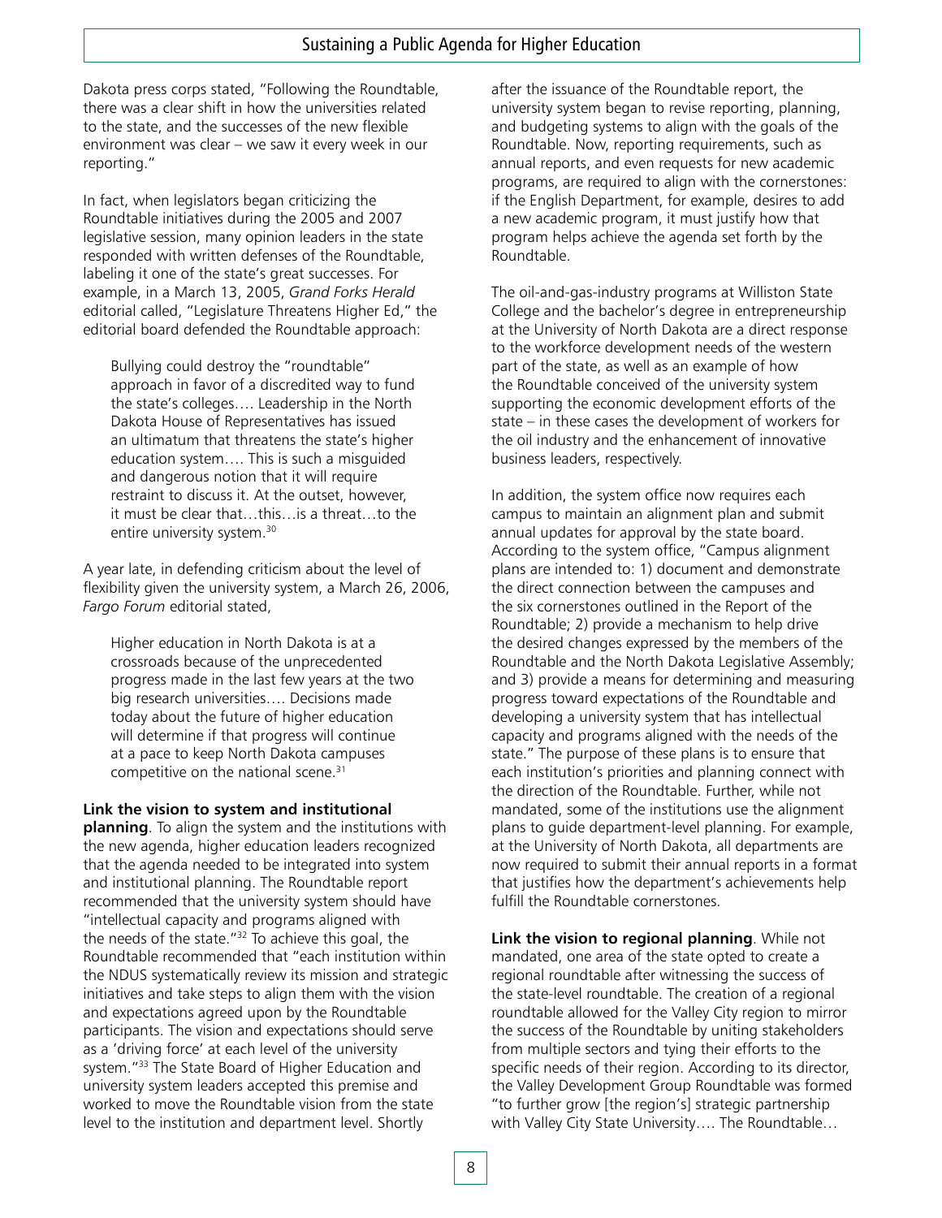Dakota press corps stated, "Following the Roundtable, there was a clear shift in how the universities related to the state, and the successes of the new flexible environment was clear – we saw it every week in our reporting."

In fact, when legislators began criticizing the Roundtable initiatives during the 2005 and 2007 legislative session, many opinion leaders in the state responded with written defenses of the Roundtable, labeling it one of the state's great successes. For example, in a March 13, 2005, *Grand Forks Herald* editorial called, "Legislature Threatens Higher Ed," the editorial board defended the Roundtable approach:

> Bullying could destroy the "roundtable" approach in favor of a discredited way to fund the state's colleges…. Leadership in the North Dakota House of Representatives has issued an ultimatum that threatens the state's higher education system…. This is such a misguided and dangerous notion that it will require restraint to discuss it. At the outset, however, it must be clear that…this…is a threat…to the entire university system.[30]

A year late, in defending criticism about the level of flexibility given the university system, a March 26, 2006, *Fargo Forum* editorial stated,

> Higher education in North Dakota is at a crossroads because of the unprecedented progress made in the last few years at the two big research universities…. Decisions made today about the future of higher education will determine if that progress will continue at a pace to keep North Dakota campuses competitive on the national scene.[31]

**Link the vision to system and institutional planning**. To align the system and the institutions with the new agenda, higher education leaders recognized that the agenda needed to be integrated into system and institutional planning. The Roundtable report recommended that the university system should have "intellectual capacity and programs aligned with the needs of the state."[32] To achieve this goal, the Roundtable recommended that "each institution within the NDUS systematically review its mission and strategic initiatives and take steps to align them with the vision and expectations agreed upon by the Roundtable participants. The vision and expectations should serve as a 'driving force' at each level of the university system."[33] The State Board of Higher Education and university system leaders accepted this premise and worked to move the Roundtable vision from the state level to the institution and department level. Shortly after the issuance of the Roundtable report, the university system began to revise reporting, planning, and budgeting systems to align with the goals of the Roundtable. Now, reporting requirements, such as annual reports, and even requests for new academic programs, are required to align with the cornerstones: if the English Department, for example, desires to add a new academic program, it must justify how that program helps achieve the agenda set forth by the Roundtable.

The oil-and-gas-industry programs at Williston State College and the bachelor's degree in entrepreneurship at the University of North Dakota are a direct response to the workforce development needs of the western part of the state, as well as an example of how the Roundtable conceived of the university system supporting the economic development efforts of the state – in these cases the development of workers for the oil industry and the enhancement of innovative business leaders, respectively.

In addition, the system office now requires each campus to maintain an alignment plan and submit annual updates for approval by the state board. According to the system office, "Campus alignment plans are intended to: 1) document and demonstrate the direct connection between the campuses and the six cornerstones outlined in the Report of the Roundtable; 2) provide a mechanism to help drive the desired changes expressed by the members of the Roundtable and the North Dakota Legislative Assembly; and 3) provide a means for determining and measuring progress toward expectations of the Roundtable and developing a university system that has intellectual capacity and programs aligned with the needs of the state." The purpose of these plans is to ensure that each institution's priorities and planning connect with the direction of the Roundtable. Further, while not mandated, some of the institutions use the alignment plans to guide department-level planning. For example, at the University of North Dakota, all departments are now required to submit their annual reports in a format that justifies how the department's achievements help fulfill the Roundtable cornerstones.

**Link the vision to regional planning**. While not mandated, one area of the state opted to create a regional roundtable after witnessing the success of the state-level roundtable. The creation of a regional roundtable allowed for the Valley City region to mirror the success of the Roundtable by uniting stakeholders from multiple sectors and tying their efforts to the specific needs of their region. According to its director, the Valley Development Group Roundtable was formed "to further grow [the region's] strategic partnership with Valley City State University…. The Roundtable…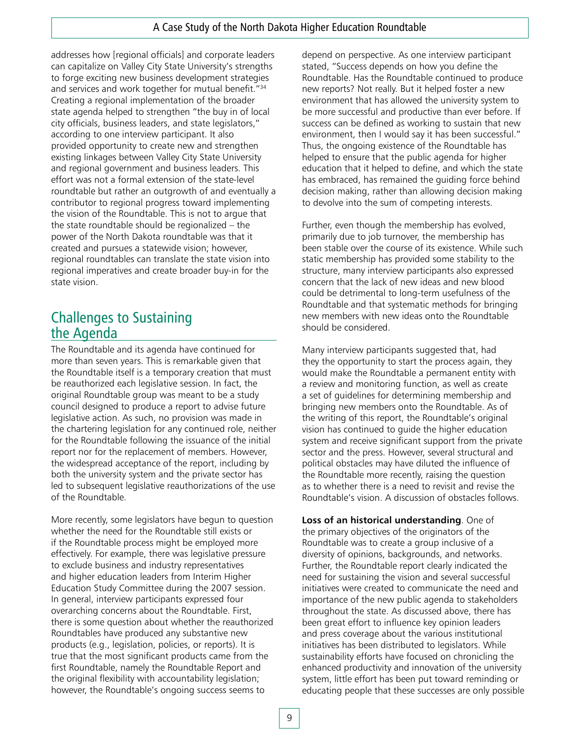addresses how [regional officials] and corporate leaders can capitalize on Valley City State University's strengths to forge exciting new business development strategies and services and work together for mutual benefit."[34] Creating a regional implementation of the broader state agenda helped to strengthen "the buy in of local city officials, business leaders, and state legislators," according to one interview participant. It also provided opportunity to create new and strengthen existing linkages between Valley City State University and regional government and business leaders. This effort was not a formal extension of the state-level roundtable but rather an outgrowth of and eventually a contributor to regional progress toward implementing the vision of the Roundtable. This is not to argue that the state roundtable should be regionalized – the power of the North Dakota roundtable was that it created and pursues a statewide vision; however, regional roundtables can translate the state vision into regional imperatives and create broader buy-in for the state vision.

## Challenges to Sustaining the Agenda

The Roundtable and its agenda have continued for more than seven years. This is remarkable given that the Roundtable itself is a temporary creation that must be reauthorized each legislative session. In fact, the original Roundtable group was meant to be a study council designed to produce a report to advise future legislative action. As such, no provision was made in the chartering legislation for any continued role, neither for the Roundtable following the issuance of the initial report nor for the replacement of members. However, the widespread acceptance of the report, including by both the university system and the private sector has led to subsequent legislative reauthorizations of the use of the Roundtable.

More recently, some legislators have begun to question whether the need for the Roundtable still exists or if the Roundtable process might be employed more effectively. For example, there was legislative pressure to exclude business and industry representatives and higher education leaders from Interim Higher Education Study Committee during the 2007 session. In general, interview participants expressed four overarching concerns about the Roundtable. First, there is some question about whether the reauthorized Roundtables have produced any substantive new products (e.g., legislation, policies, or reports). It is true that the most significant products came from the first Roundtable, namely the Roundtable Report and the original flexibility with accountability legislation; however, the Roundtable's ongoing success seems to depend on perspective. As one interview participant stated, "Success depends on how you define the Roundtable. Has the Roundtable continued to produce new reports? Not really. But it helped foster a new environment that has allowed the university system to be more successful and productive than ever before. If success can be defined as working to sustain that new environment, then I would say it has been successful." Thus, the ongoing existence of the Roundtable has helped to ensure that the public agenda for higher education that it helped to define, and which the state has embraced, has remained the guiding force behind decision making, rather than allowing decision making to devolve into the sum of competing interests.

Further, even though the membership has evolved, primarily due to job turnover, the membership has been stable over the course of its existence. While such static membership has provided some stability to the structure, many interview participants also expressed concern that the lack of new ideas and new blood could be detrimental to long-term usefulness of the Roundtable and that systematic methods for bringing new members with new ideas onto the Roundtable should be considered.

Many interview participants suggested that, had they the opportunity to start the process again, they would make the Roundtable a permanent entity with a review and monitoring function, as well as create a set of guidelines for determining membership and bringing new members onto the Roundtable. As of the writing of this report, the Roundtable's original vision has continued to guide the higher education system and receive significant support from the private sector and the press. However, several structural and political obstacles may have diluted the influence of the Roundtable more recently, raising the question as to whether there is a need to revisit and revise the Roundtable's vision. A discussion of obstacles follows.

**Loss of an historical understanding**. One of the primary objectives of the originators of the Roundtable was to create a group inclusive of a diversity of opinions, backgrounds, and networks. Further, the Roundtable report clearly indicated the need for sustaining the vision and several successful initiatives were created to communicate the need and importance of the new public agenda to stakeholders throughout the state. As discussed above, there has been great effort to influence key opinion leaders and press coverage about the various institutional initiatives has been distributed to legislators. While sustainability efforts have focused on chronicling the enhanced productivity and innovation of the university system, little effort has been put toward reminding or educating people that these successes are only possible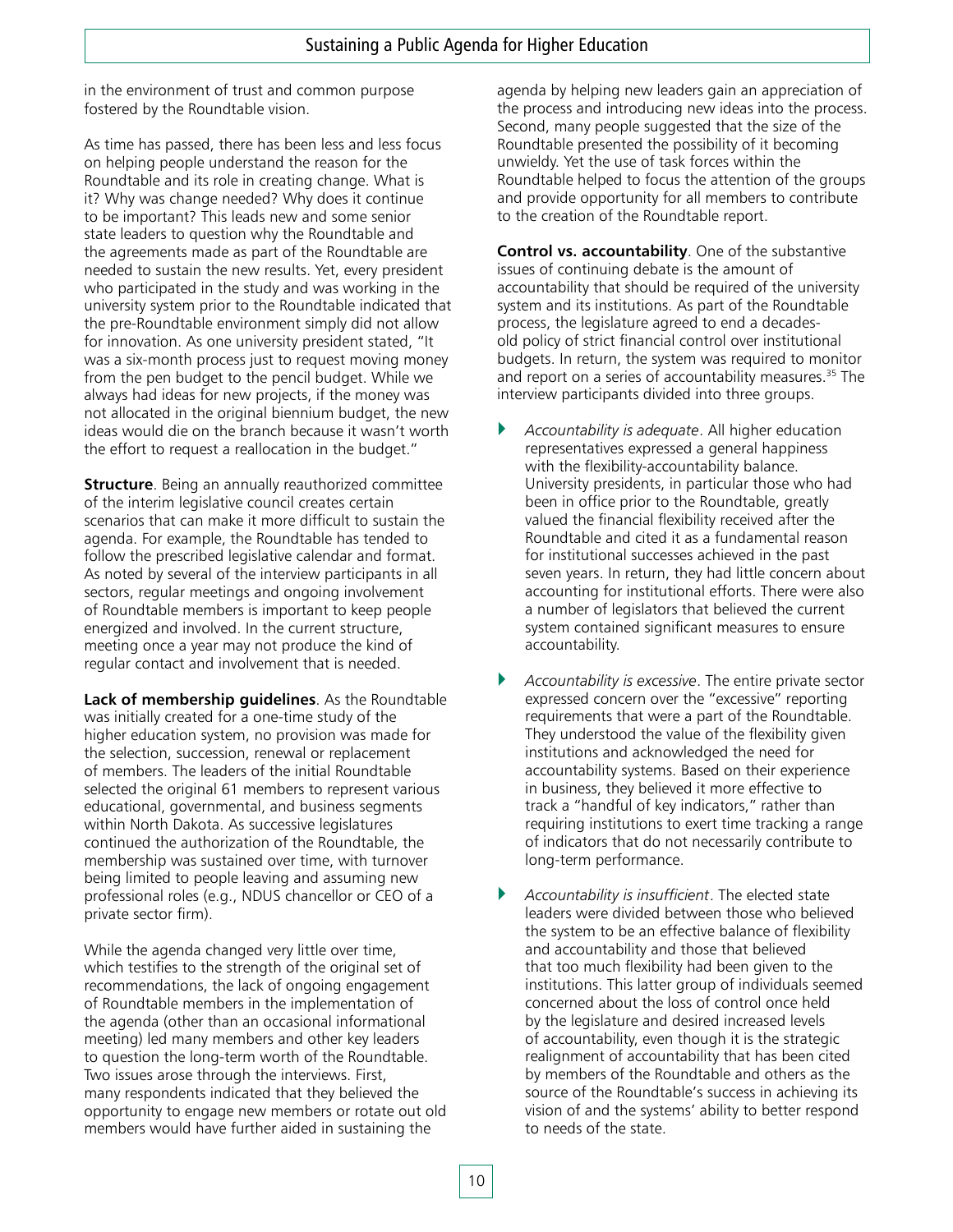in the environment of trust and common purpose fostered by the Roundtable vision.

As time has passed, there has been less and less focus on helping people understand the reason for the Roundtable and its role in creating change. What is it? Why was change needed? Why does it continue to be important? This leads new and some senior state leaders to question why the Roundtable and the agreements made as part of the Roundtable are needed to sustain the new results. Yet, every president who participated in the study and was working in the university system prior to the Roundtable indicated that the pre-Roundtable environment simply did not allow for innovation. As one university president stated, "It was a six-month process just to request moving money from the pen budget to the pencil budget. While we always had ideas for new projects, if the money was not allocated in the original biennium budget, the new ideas would die on the branch because it wasn't worth the effort to request a reallocation in the budget."

**Structure**. Being an annually reauthorized committee of the interim legislative council creates certain scenarios that can make it more difficult to sustain the agenda. For example, the Roundtable has tended to follow the prescribed legislative calendar and format. As noted by several of the interview participants in all sectors, regular meetings and ongoing involvement of Roundtable members is important to keep people energized and involved. In the current structure, meeting once a year may not produce the kind of regular contact and involvement that is needed.

**Lack of membership guidelines**. As the Roundtable was initially created for a one-time study of the higher education system, no provision was made for the selection, succession, renewal or replacement of members. The leaders of the initial Roundtable selected the original 61 members to represent various educational, governmental, and business segments within North Dakota. As successive legislatures continued the authorization of the Roundtable, the membership was sustained over time, with turnover being limited to people leaving and assuming new professional roles (e.g., NDUS chancellor or CEO of a private sector firm).

While the agenda changed very little over time, which testifies to the strength of the original set of recommendations, the lack of ongoing engagement of Roundtable members in the implementation of the agenda (other than an occasional informational meeting) led many members and other key leaders to question the long-term worth of the Roundtable. Two issues arose through the interviews. First, many respondents indicated that they believed the opportunity to engage new members or rotate out old members would have further aided in sustaining the agenda by helping new leaders gain an appreciation of the process and introducing new ideas into the process. Second, many people suggested that the size of the Roundtable presented the possibility of it becoming unwieldy. Yet the use of task forces within the Roundtable helped to focus the attention of the groups and provide opportunity for all members to contribute to the creation of the Roundtable report.

**Control vs. accountability**. One of the substantive issues of continuing debate is the amount of accountability that should be required of the university system and its institutions. As part of the Roundtable process, the legislature agreed to end a decades-old policy of strict financial control over institutional budgets. In return, the system was required to monitor and report on a series of accountability measures.[35] The interview participants divided into three groups.

- *Accountability is adequate*. All higher education representatives expressed a general happiness with the flexibility-accountability balance. University presidents, in particular those who had been in office prior to the Roundtable, greatly valued the financial flexibility received after the Roundtable and cited it as a fundamental reason for institutional successes achieved in the past seven years. In return, they had little concern about accounting for institutional efforts. There were also a number of legislators that believed the current system contained significant measures to ensure accountability.
- *Accountability is excessive*. The entire private sector expressed concern over the "excessive" reporting requirements that were a part of the Roundtable. They understood the value of the flexibility given institutions and acknowledged the need for accountability systems. Based on their experience in business, they believed it more effective to track a "handful of key indicators," rather than requiring institutions to exert time tracking a range of indicators that do not necessarily contribute to long-term performance.
- *Accountability is insufficient*. The elected state leaders were divided between those who believed the system to be an effective balance of flexibility and accountability and those that believed that too much flexibility had been given to the institutions. This latter group of individuals seemed concerned about the loss of control once held by the legislature and desired increased levels of accountability, even though it is the strategic realignment of accountability that has been cited by members of the Roundtable and others as the source of the Roundtable's success in achieving its vision of and the systems' ability to better respond to needs of the state.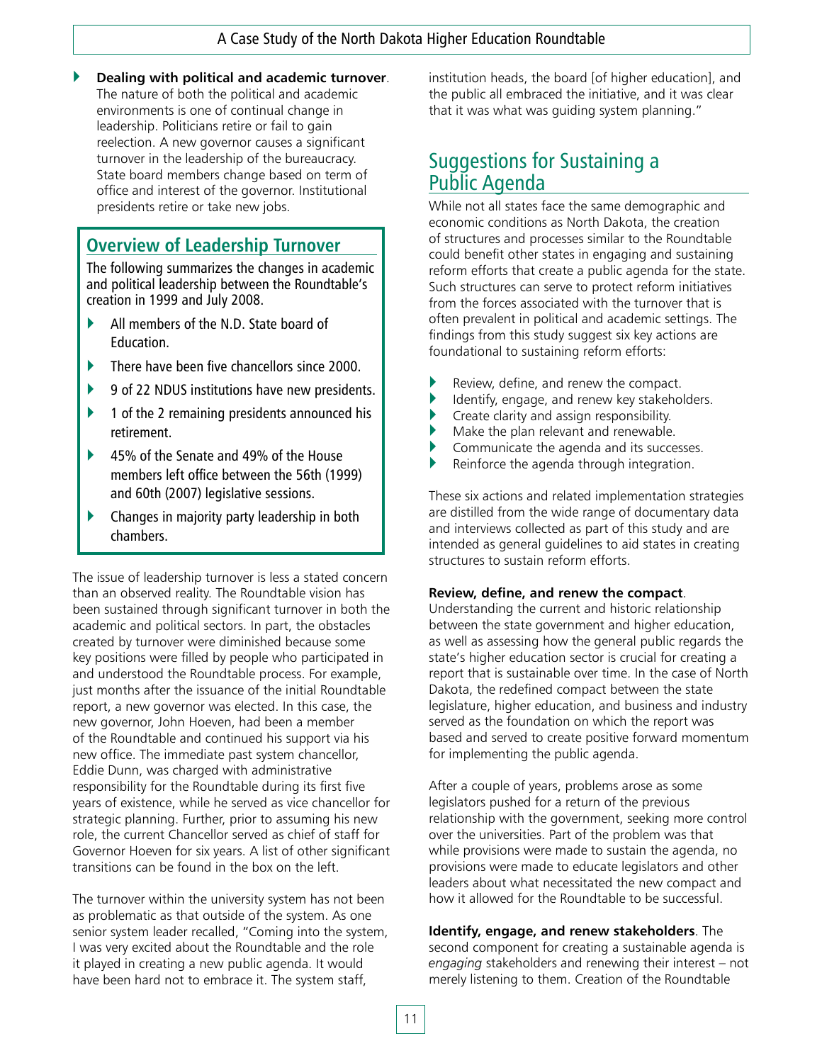- **Dealing with political and academic turnover**. The nature of both the political and academic environments is one of continual change in leadership. Politicians retire or fail to gain reelection. A new governor causes a significant turnover in the leadership of the bureaucracy. State board members change based on term of office and interest of the governor. Institutional presidents retire or take new jobs.

### Overview of Leadership Turnover

The following summarizes the changes in academic and political leadership between the Roundtable's creation in 1999 and July 2008.

- All members of the N.D. State board of Education.
- There have been five chancellors since 2000.
- 9 of 22 NDUS institutions have new presidents.
- 1 of the 2 remaining presidents announced his retirement.
- 45% of the Senate and 49% of the House members left office between the 56th (1999) and 60th (2007) legislative sessions.
- Changes in majority party leadership in both chambers.

The issue of leadership turnover is less a stated concern than an observed reality. The Roundtable vision has been sustained through significant turnover in both the academic and political sectors. In part, the obstacles created by turnover were diminished because some key positions were filled by people who participated in and understood the Roundtable process. For example, just months after the issuance of the initial Roundtable report, a new governor was elected. In this case, the new governor, John Hoeven, had been a member of the Roundtable and continued his support via his new office. The immediate past system chancellor, Eddie Dunn, was charged with administrative responsibility for the Roundtable during its first five years of existence, while he served as vice chancellor for strategic planning. Further, prior to assuming his new role, the current Chancellor served as chief of staff for Governor Hoeven for six years. A list of other significant transitions can be found in the box on the left.

The turnover within the university system has not been as problematic as that outside of the system. As one senior system leader recalled, "Coming into the system, I was very excited about the Roundtable and the role it played in creating a new public agenda. It would have been hard not to embrace it. The system staff, institution heads, the board [of higher education], and the public all embraced the initiative, and it was clear that it was what was guiding system planning."

## Suggestions for Sustaining a Public Agenda

While not all states face the same demographic and economic conditions as North Dakota, the creation of structures and processes similar to the Roundtable could benefit other states in engaging and sustaining reform efforts that create a public agenda for the state. Such structures can serve to protect reform initiatives from the forces associated with the turnover that is often prevalent in political and academic settings. The findings from this study suggest six key actions are foundational to sustaining reform efforts:

- Review, define, and renew the compact.
- Identify, engage, and renew key stakeholders.
- Create clarity and assign responsibility.
- Make the plan relevant and renewable.
- Communicate the agenda and its successes.
- Reinforce the agenda through integration.

These six actions and related implementation strategies are distilled from the wide range of documentary data and interviews collected as part of this study and are intended as general guidelines to aid states in creating structures to sustain reform efforts.

**Review, define, and renew the compact**. Understanding the current and historic relationship between the state government and higher education, as well as assessing how the general public regards the state's higher education sector is crucial for creating a report that is sustainable over time. In the case of North Dakota, the redefined compact between the state legislature, higher education, and business and industry served as the foundation on which the report was based and served to create positive forward momentum for implementing the public agenda.

After a couple of years, problems arose as some legislators pushed for a return of the previous relationship with the government, seeking more control over the universities. Part of the problem was that while provisions were made to sustain the agenda, no provisions were made to educate legislators and other leaders about what necessitated the new compact and how it allowed for the Roundtable to be successful.

**Identify, engage, and renew stakeholders**. The second component for creating a sustainable agenda is *engaging* stakeholders and renewing their interest – not merely listening to them. Creation of the Roundtable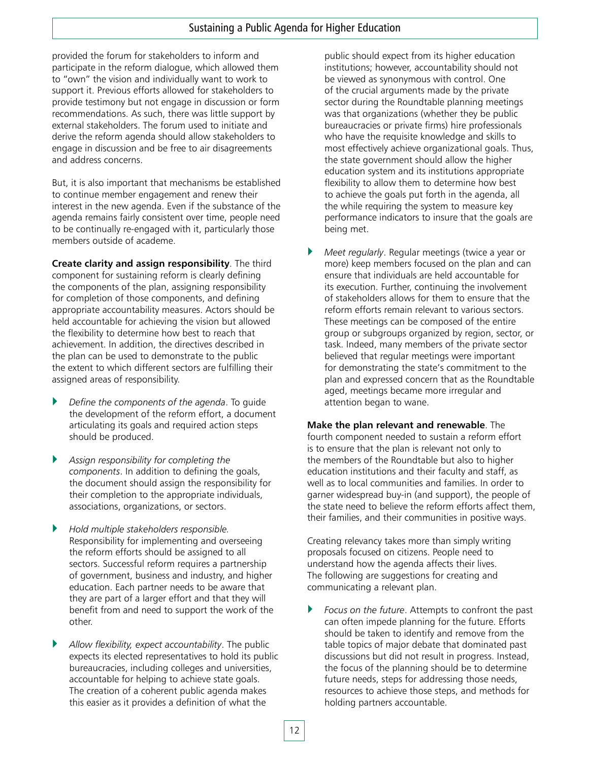provided the forum for stakeholders to inform and participate in the reform dialogue, which allowed them to "own" the vision and individually want to work to support it. Previous efforts allowed for stakeholders to provide testimony but not engage in discussion or form recommendations. As such, there was little support by external stakeholders. The forum used to initiate and derive the reform agenda should allow stakeholders to engage in discussion and be free to air disagreements and address concerns.

But, it is also important that mechanisms be established to continue member engagement and renew their interest in the new agenda. Even if the substance of the agenda remains fairly consistent over time, people need to be continually re-engaged with it, particularly those members outside of academe.

**Create clarity and assign responsibility**. The third component for sustaining reform is clearly defining the components of the plan, assigning responsibility for completion of those components, and defining appropriate accountability measures. Actors should be held accountable for achieving the vision but allowed the flexibility to determine how best to reach that achievement. In addition, the directives described in the plan can be used to demonstrate to the public the extent to which different sectors are fulfilling their assigned areas of responsibility.

- *Define the components of the agenda*. To guide the development of the reform effort, a document articulating its goals and required action steps should be produced.
- *Assign responsibility for completing the components*. In addition to defining the goals, the document should assign the responsibility for their completion to the appropriate individuals, associations, organizations, or sectors.
- *Hold multiple stakeholders responsible.* Responsibility for implementing and overseeing the reform efforts should be assigned to all sectors. Successful reform requires a partnership of government, business and industry, and higher education. Each partner needs to be aware that they are part of a larger effort and that they will benefit from and need to support the work of the other.
- *Allow flexibility, expect accountability*. The public expects its elected representatives to hold its public bureaucracies, including colleges and universities, accountable for helping to achieve state goals. The creation of a coherent public agenda makes this easier as it provides a definition of what the public should expect from its higher education institutions; however, accountability should not be viewed as synonymous with control. One of the crucial arguments made by the private sector during the Roundtable planning meetings was that organizations (whether they be public bureaucracies or private firms) hire professionals who have the requisite knowledge and skills to most effectively achieve organizational goals. Thus, the state government should allow the higher education system and its institutions appropriate flexibility to allow them to determine how best to achieve the goals put forth in the agenda, all the while requiring the system to measure key performance indicators to insure that the goals are being met.
- *Meet regularly*. Regular meetings (twice a year or more) keep members focused on the plan and can ensure that individuals are held accountable for its execution. Further, continuing the involvement of stakeholders allows for them to ensure that the reform efforts remain relevant to various sectors. These meetings can be composed of the entire group or subgroups organized by region, sector, or task. Indeed, many members of the private sector believed that regular meetings were important for demonstrating the state's commitment to the plan and expressed concern that as the Roundtable aged, meetings became more irregular and attention began to wane.

**Make the plan relevant and renewable**. The fourth component needed to sustain a reform effort is to ensure that the plan is relevant not only to the members of the Roundtable but also to higher education institutions and their faculty and staff, as well as to local communities and families. In order to garner widespread buy-in (and support), the people of the state need to believe the reform efforts affect them, their families, and their communities in positive ways.

Creating relevancy takes more than simply writing proposals focused on citizens. People need to understand how the agenda affects their lives. The following are suggestions for creating and communicating a relevant plan.

- *Focus on the future*. Attempts to confront the past can often impede planning for the future. Efforts should be taken to identify and remove from the table topics of major debate that dominated past discussions but did not result in progress. Instead, the focus of the planning should be to determine future needs, steps for addressing those needs, resources to achieve those steps, and methods for holding partners accountable.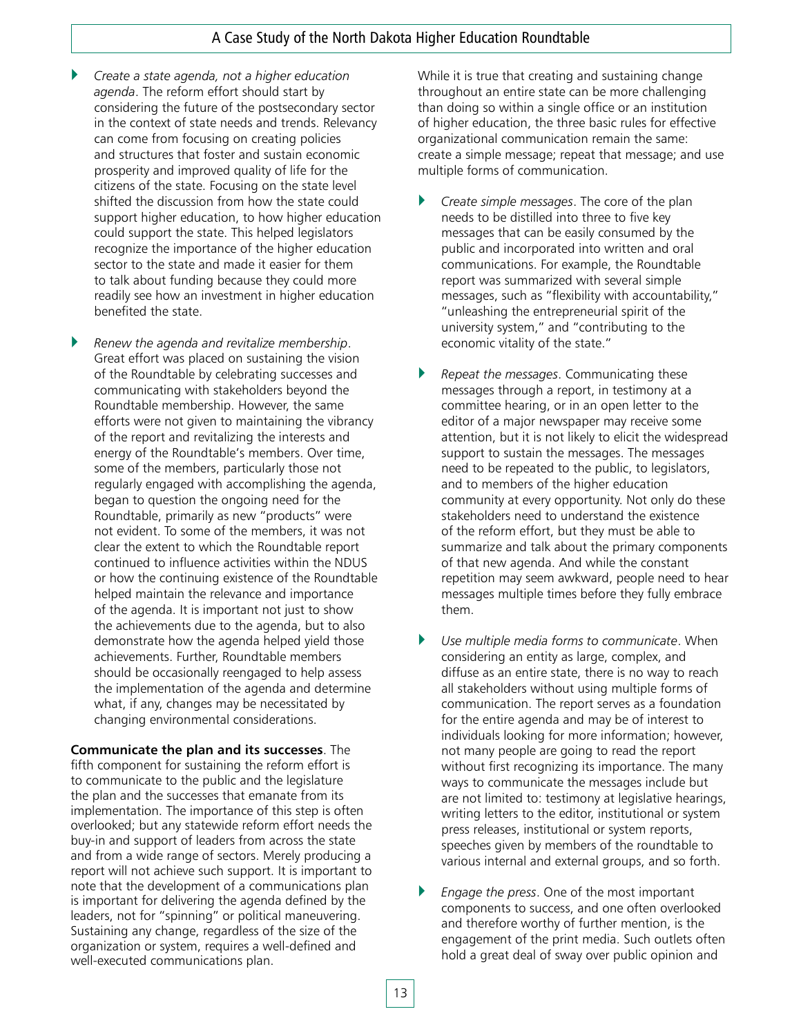- *Create a state agenda, not a higher education agenda*. The reform effort should start by considering the future of the postsecondary sector in the context of state needs and trends. Relevancy can come from focusing on creating policies and structures that foster and sustain economic prosperity and improved quality of life for the citizens of the state. Focusing on the state level shifted the discussion from how the state could support higher education, to how higher education could support the state. This helped legislators recognize the importance of the higher education sector to the state and made it easier for them to talk about funding because they could more readily see how an investment in higher education benefited the state.

- *Renew the agenda and revitalize membership*. Great effort was placed on sustaining the vision of the Roundtable by celebrating successes and communicating with stakeholders beyond the Roundtable membership. However, the same efforts were not given to maintaining the vibrancy of the report and revitalizing the interests and energy of the Roundtable's members. Over time, some of the members, particularly those not regularly engaged with accomplishing the agenda, began to question the ongoing need for the Roundtable, primarily as new "products" were not evident. To some of the members, it was not clear the extent to which the Roundtable report continued to influence activities within the NDUS or how the continuing existence of the Roundtable helped maintain the relevance and importance of the agenda. It is important not just to show the achievements due to the agenda, but to also demonstrate how the agenda helped yield those achievements. Further, Roundtable members should be occasionally reengaged to help assess the implementation of the agenda and determine what, if any, changes may be necessitated by changing environmental considerations.

**Communicate the plan and its successes**. The fifth component for sustaining the reform effort is to communicate to the public and the legislature the plan and the successes that emanate from its implementation. The importance of this step is often overlooked; but any statewide reform effort needs the buy-in and support of leaders from across the state and from a wide range of sectors. Merely producing a report will not achieve such support. It is important to note that the development of a communications plan is important for delivering the agenda defined by the leaders, not for "spinning" or political maneuvering. Sustaining any change, regardless of the size of the organization or system, requires a well-defined and well-executed communications plan.

While it is true that creating and sustaining change throughout an entire state can be more challenging than doing so within a single office or an institution of higher education, the three basic rules for effective organizational communication remain the same: create a simple message; repeat that message; and use multiple forms of communication.

- *Create simple messages*. The core of the plan needs to be distilled into three to five key messages that can be easily consumed by the public and incorporated into written and oral communications. For example, the Roundtable report was summarized with several simple messages, such as "flexibility with accountability," "unleashing the entrepreneurial spirit of the university system," and "contributing to the economic vitality of the state."

- *Repeat the messages*. Communicating these messages through a report, in testimony at a committee hearing, or in an open letter to the editor of a major newspaper may receive some attention, but it is not likely to elicit the widespread support to sustain the messages. The messages need to be repeated to the public, to legislators, and to members of the higher education community at every opportunity. Not only do these stakeholders need to understand the existence of the reform effort, but they must be able to summarize and talk about the primary components of that new agenda. And while the constant repetition may seem awkward, people need to hear messages multiple times before they fully embrace them.

- *Use multiple media forms to communicate*. When considering an entity as large, complex, and diffuse as an entire state, there is no way to reach all stakeholders without using multiple forms of communication. The report serves as a foundation for the entire agenda and may be of interest to individuals looking for more information; however, not many people are going to read the report without first recognizing its importance. The many ways to communicate the messages include but are not limited to: testimony at legislative hearings, writing letters to the editor, institutional or system press releases, institutional or system reports, speeches given by members of the roundtable to various internal and external groups, and so forth.

- *Engage the press*. One of the most important components to success, and one often overlooked and therefore worthy of further mention, is the engagement of the print media. Such outlets often hold a great deal of sway over public opinion and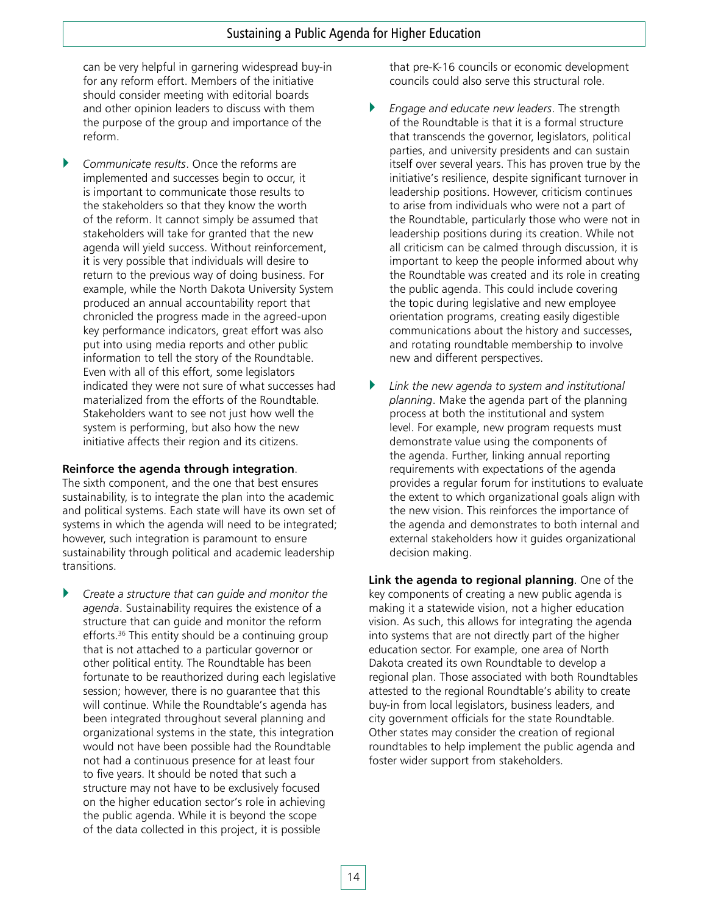can be very helpful in garnering widespread buy-in for any reform effort. Members of the initiative should consider meeting with editorial boards and other opinion leaders to discuss with them the purpose of the group and importance of the reform.

- *Communicate results*. Once the reforms are implemented and successes begin to occur, it is important to communicate those results to the stakeholders so that they know the worth of the reform. It cannot simply be assumed that stakeholders will take for granted that the new agenda will yield success. Without reinforcement, it is very possible that individuals will desire to return to the previous way of doing business. For example, while the North Dakota University System produced an annual accountability report that chronicled the progress made in the agreed-upon key performance indicators, great effort was also put into using media reports and other public information to tell the story of the Roundtable. Even with all of this effort, some legislators indicated they were not sure of what successes had materialized from the efforts of the Roundtable. Stakeholders want to see not just how well the system is performing, but also how the new initiative affects their region and its citizens.

**Reinforce the agenda through integration**. The sixth component, and the one that best ensures sustainability, is to integrate the plan into the academic and political systems. Each state will have its own set of systems in which the agenda will need to be integrated; however, such integration is paramount to ensure sustainability through political and academic leadership transitions.

- *Create a structure that can guide and monitor the agenda*. Sustainability requires the existence of a structure that can guide and monitor the reform efforts.[36] This entity should be a continuing group that is not attached to a particular governor or other political entity. The Roundtable has been fortunate to be reauthorized during each legislative session; however, there is no guarantee that this will continue. While the Roundtable's agenda has been integrated throughout several planning and organizational systems in the state, this integration would not have been possible had the Roundtable not had a continuous presence for at least four to five years. It should be noted that such a structure may not have to be exclusively focused on the higher education sector's role in achieving the public agenda. While it is beyond the scope of the data collected in this project, it is possible that pre-K-16 councils or economic development councils could also serve this structural role.

- *Engage and educate new leaders*. The strength of the Roundtable is that it is a formal structure that transcends the governor, legislators, political parties, and university presidents and can sustain itself over several years. This has proven true by the initiative's resilience, despite significant turnover in leadership positions. However, criticism continues to arise from individuals who were not a part of the Roundtable, particularly those who were not in leadership positions during its creation. While not all criticism can be calmed through discussion, it is important to keep the people informed about why the Roundtable was created and its role in creating the public agenda. This could include covering the topic during legislative and new employee orientation programs, creating easily digestible communications about the history and successes, and rotating roundtable membership to involve new and different perspectives.

- *Link the new agenda to system and institutional planning*. Make the agenda part of the planning process at both the institutional and system level. For example, new program requests must demonstrate value using the components of the agenda. Further, linking annual reporting requirements with expectations of the agenda provides a regular forum for institutions to evaluate the extent to which organizational goals align with the new vision. This reinforces the importance of the agenda and demonstrates to both internal and external stakeholders how it guides organizational decision making.

**Link the agenda to regional planning**. One of the key components of creating a new public agenda is making it a statewide vision, not a higher education vision. As such, this allows for integrating the agenda into systems that are not directly part of the higher education sector. For example, one area of North Dakota created its own Roundtable to develop a regional plan. Those associated with both Roundtables attested to the regional Roundtable's ability to create buy-in from local legislators, business leaders, and city government officials for the state Roundtable. Other states may consider the creation of regional roundtables to help implement the public agenda and foster wider support from stakeholders.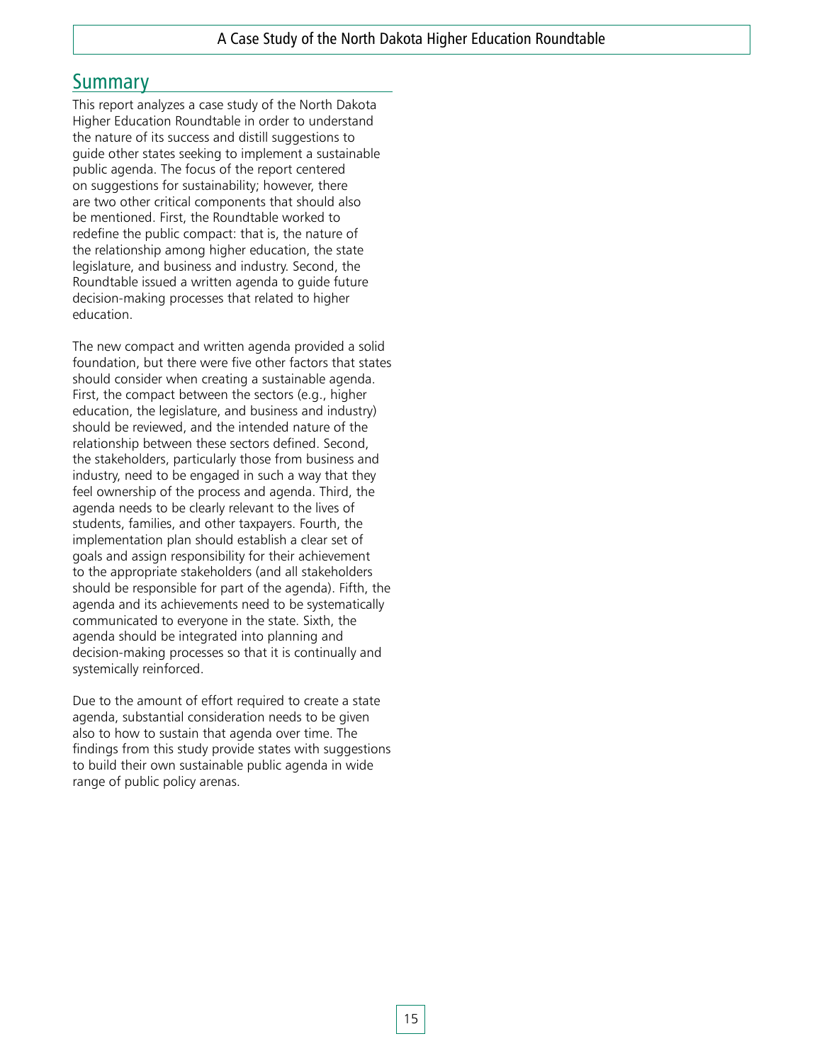## Summary

This report analyzes a case study of the North Dakota Higher Education Roundtable in order to understand the nature of its success and distill suggestions to guide other states seeking to implement a sustainable public agenda. The focus of the report centered on suggestions for sustainability; however, there are two other critical components that should also be mentioned. First, the Roundtable worked to redefine the public compact: that is, the nature of the relationship among higher education, the state legislature, and business and industry. Second, the Roundtable issued a written agenda to guide future decision-making processes that related to higher education.

The new compact and written agenda provided a solid foundation, but there were five other factors that states should consider when creating a sustainable agenda. First, the compact between the sectors (e.g., higher education, the legislature, and business and industry) should be reviewed, and the intended nature of the relationship between these sectors defined. Second, the stakeholders, particularly those from business and industry, need to be engaged in such a way that they feel ownership of the process and agenda. Third, the agenda needs to be clearly relevant to the lives of students, families, and other taxpayers. Fourth, the implementation plan should establish a clear set of goals and assign responsibility for their achievement to the appropriate stakeholders (and all stakeholders should be responsible for part of the agenda). Fifth, the agenda and its achievements need to be systematically communicated to everyone in the state. Sixth, the agenda should be integrated into planning and decision-making processes so that it is continually and systemically reinforced.

Due to the amount of effort required to create a state agenda, substantial consideration needs to be given also to how to sustain that agenda over time. The findings from this study provide states with suggestions to build their own sustainable public agenda in wide range of public policy arenas.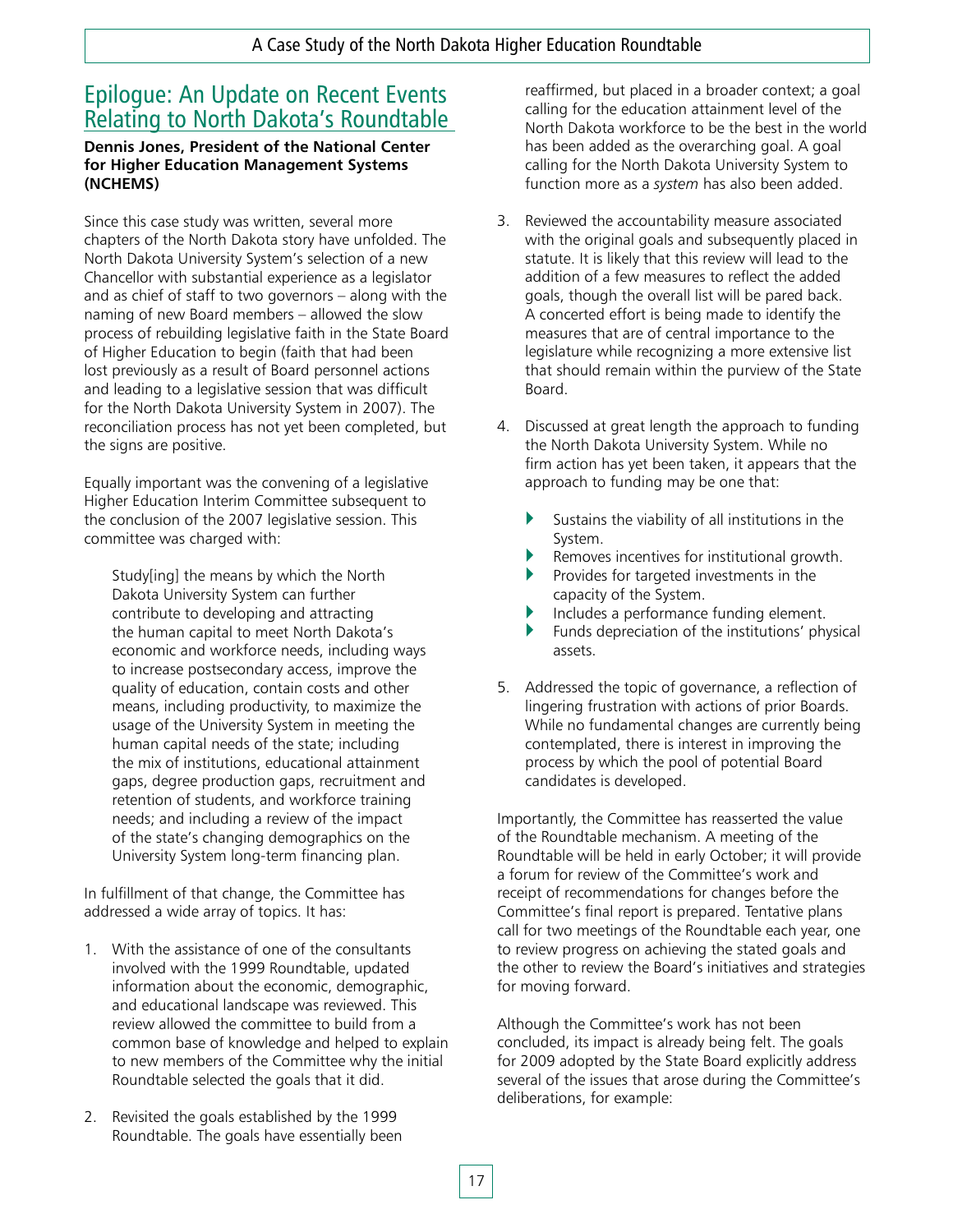## Epilogue: An Update on Recent Events Relating to North Dakota's Roundtable

**Dennis Jones, President of the National Center for Higher Education Management Systems (NCHEMS)**

Since this case study was written, several more chapters of the North Dakota story have unfolded. The North Dakota University System's selection of a new Chancellor with substantial experience as a legislator and as chief of staff to two governors – along with the naming of new Board members – allowed the slow process of rebuilding legislative faith in the State Board of Higher Education to begin (faith that had been lost previously as a result of Board personnel actions and leading to a legislative session that was difficult for the North Dakota University System in 2007). The reconciliation process has not yet been completed, but the signs are positive.

Equally important was the convening of a legislative Higher Education Interim Committee subsequent to the conclusion of the 2007 legislative session. This committee was charged with:

> Study[ing] the means by which the North Dakota University System can further contribute to developing and attracting the human capital to meet North Dakota's economic and workforce needs, including ways to increase postsecondary access, improve the quality of education, contain costs and other means, including productivity, to maximize the usage of the University System in meeting the human capital needs of the state; including the mix of institutions, educational attainment gaps, degree production gaps, recruitment and retention of students, and workforce training needs; and including a review of the impact of the state's changing demographics on the University System long-term financing plan.

In fulfillment of that change, the Committee has addressed a wide array of topics. It has:

1. With the assistance of one of the consultants involved with the 1999 Roundtable, updated information about the economic, demographic, and educational landscape was reviewed. This review allowed the committee to build from a common base of knowledge and helped to explain to new members of the Committee why the initial Roundtable selected the goals that it did.

2. Revisited the goals established by the 1999 Roundtable. The goals have essentially been reaffirmed, but placed in a broader context; a goal calling for the education attainment level of the North Dakota workforce to be the best in the world has been added as the overarching goal. A goal calling for the North Dakota University System to function more as a *system* has also been added.

3. Reviewed the accountability measure associated with the original goals and subsequently placed in statute. It is likely that this review will lead to the addition of a few measures to reflect the added goals, though the overall list will be pared back. A concerted effort is being made to identify the measures that are of central importance to the legislature while recognizing a more extensive list that should remain within the purview of the State Board.

4. Discussed at great length the approach to funding the North Dakota University System. While no firm action has yet been taken, it appears that the approach to funding may be one that:
   - Sustains the viability of all institutions in the System.
   - Removes incentives for institutional growth.
   - Provides for targeted investments in the capacity of the System.
   - Includes a performance funding element.
   - Funds depreciation of the institutions' physical assets.

5. Addressed the topic of governance, a reflection of lingering frustration with actions of prior Boards. While no fundamental changes are currently being contemplated, there is interest in improving the process by which the pool of potential Board candidates is developed.

Importantly, the Committee has reasserted the value of the Roundtable mechanism. A meeting of the Roundtable will be held in early October; it will provide a forum for review of the Committee's work and receipt of recommendations for changes before the Committee's final report is prepared. Tentative plans call for two meetings of the Roundtable each year, one to review progress on achieving the stated goals and the other to review the Board's initiatives and strategies for moving forward.

Although the Committee's work has not been concluded, its impact is already being felt. The goals for 2009 adopted by the State Board explicitly address several of the issues that arose during the Committee's deliberations, for example: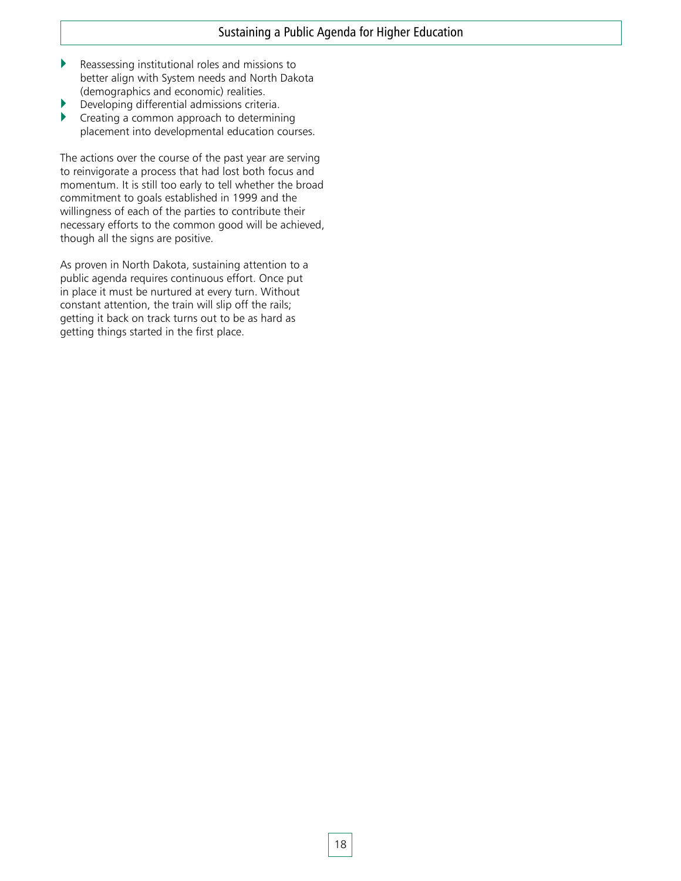- Reassessing institutional roles and missions to better align with System needs and North Dakota (demographics and economic) realities.
- Developing differential admissions criteria.
- Creating a common approach to determining placement into developmental education courses.

The actions over the course of the past year are serving to reinvigorate a process that had lost both focus and momentum. It is still too early to tell whether the broad commitment to goals established in 1999 and the willingness of each of the parties to contribute their necessary efforts to the common good will be achieved, though all the signs are positive.

As proven in North Dakota, sustaining attention to a public agenda requires continuous effort. Once put in place it must be nurtured at every turn. Without constant attention, the train will slip off the rails; getting it back on track turns out to be as hard as getting things started in the first place.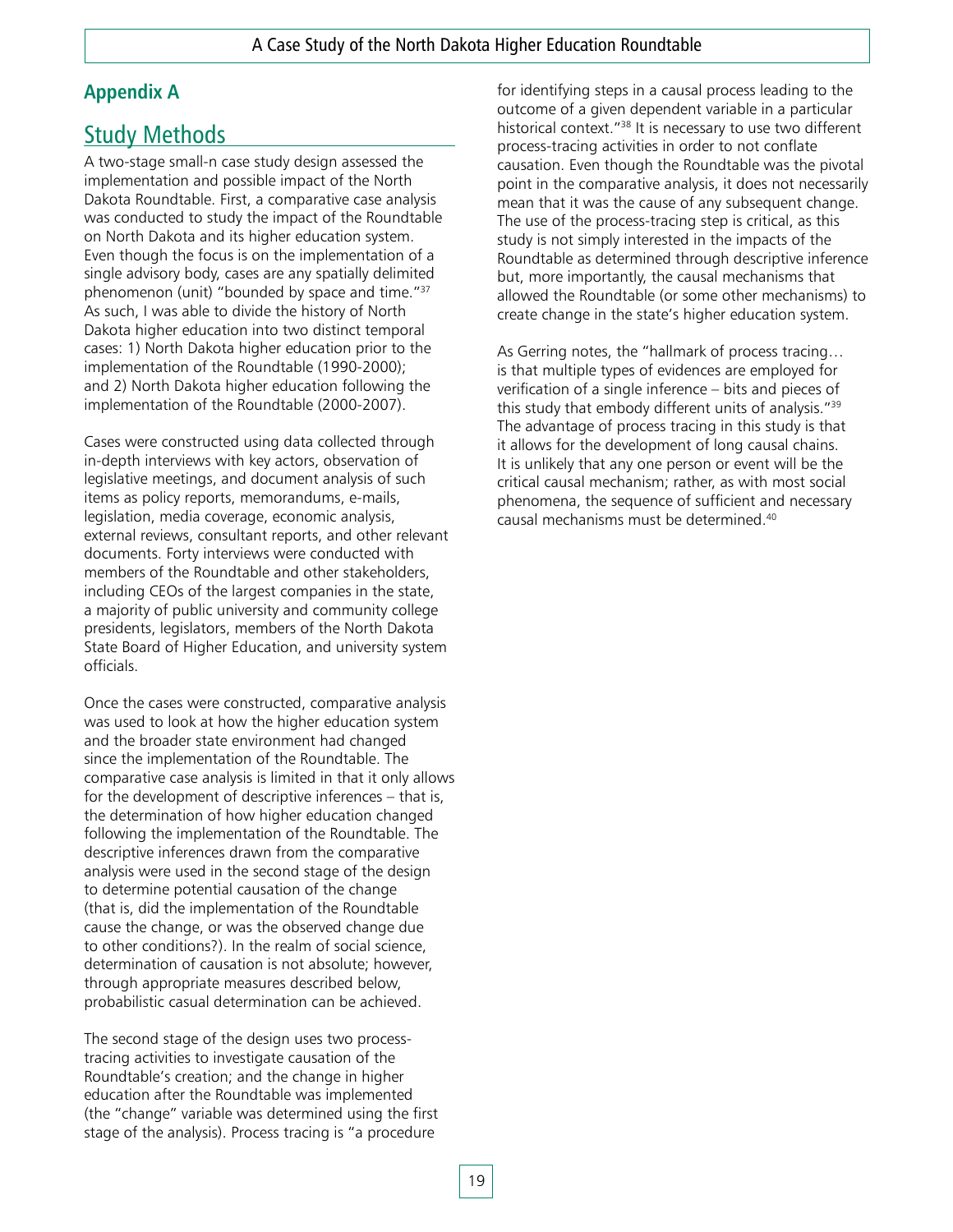## Appendix A

## Study Methods

A two-stage small-n case study design assessed the implementation and possible impact of the North Dakota Roundtable. First, a comparative case analysis was conducted to study the impact of the Roundtable on North Dakota and its higher education system. Even though the focus is on the implementation of a single advisory body, cases are any spatially delimited phenomenon (unit) "bounded by space and time."[37] As such, I was able to divide the history of North Dakota higher education into two distinct temporal cases: 1) North Dakota higher education prior to the implementation of the Roundtable (1990-2000); and 2) North Dakota higher education following the implementation of the Roundtable (2000-2007).

Cases were constructed using data collected through in-depth interviews with key actors, observation of legislative meetings, and document analysis of such items as policy reports, memorandums, e-mails, legislation, media coverage, economic analysis, external reviews, consultant reports, and other relevant documents. Forty interviews were conducted with members of the Roundtable and other stakeholders, including CEOs of the largest companies in the state, a majority of public university and community college presidents, legislators, members of the North Dakota State Board of Higher Education, and university system officials.

Once the cases were constructed, comparative analysis was used to look at how the higher education system and the broader state environment had changed since the implementation of the Roundtable. The comparative case analysis is limited in that it only allows for the development of descriptive inferences – that is, the determination of how higher education changed following the implementation of the Roundtable. The descriptive inferences drawn from the comparative analysis were used in the second stage of the design to determine potential causation of the change (that is, did the implementation of the Roundtable cause the change, or was the observed change due to other conditions?). In the realm of social science, determination of causation is not absolute; however, through appropriate measures described below, probabilistic casual determination can be achieved.

The second stage of the design uses two process-tracing activities to investigate causation of the Roundtable's creation; and the change in higher education after the Roundtable was implemented (the "change" variable was determined using the first stage of the analysis). Process tracing is "a procedure for identifying steps in a causal process leading to the outcome of a given dependent variable in a particular historical context."[38] It is necessary to use two different process-tracing activities in order to not conflate causation. Even though the Roundtable was the pivotal point in the comparative analysis, it does not necessarily mean that it was the cause of any subsequent change. The use of the process-tracing step is critical, as this study is not simply interested in the impacts of the Roundtable as determined through descriptive inference but, more importantly, the causal mechanisms that allowed the Roundtable (or some other mechanisms) to create change in the state's higher education system.

As Gerring notes, the "hallmark of process tracing… is that multiple types of evidences are employed for verification of a single inference – bits and pieces of this study that embody different units of analysis."[39] The advantage of process tracing in this study is that it allows for the development of long causal chains. It is unlikely that any one person or event will be the critical causal mechanism; rather, as with most social phenomena, the sequence of sufficient and necessary causal mechanisms must be determined.[40]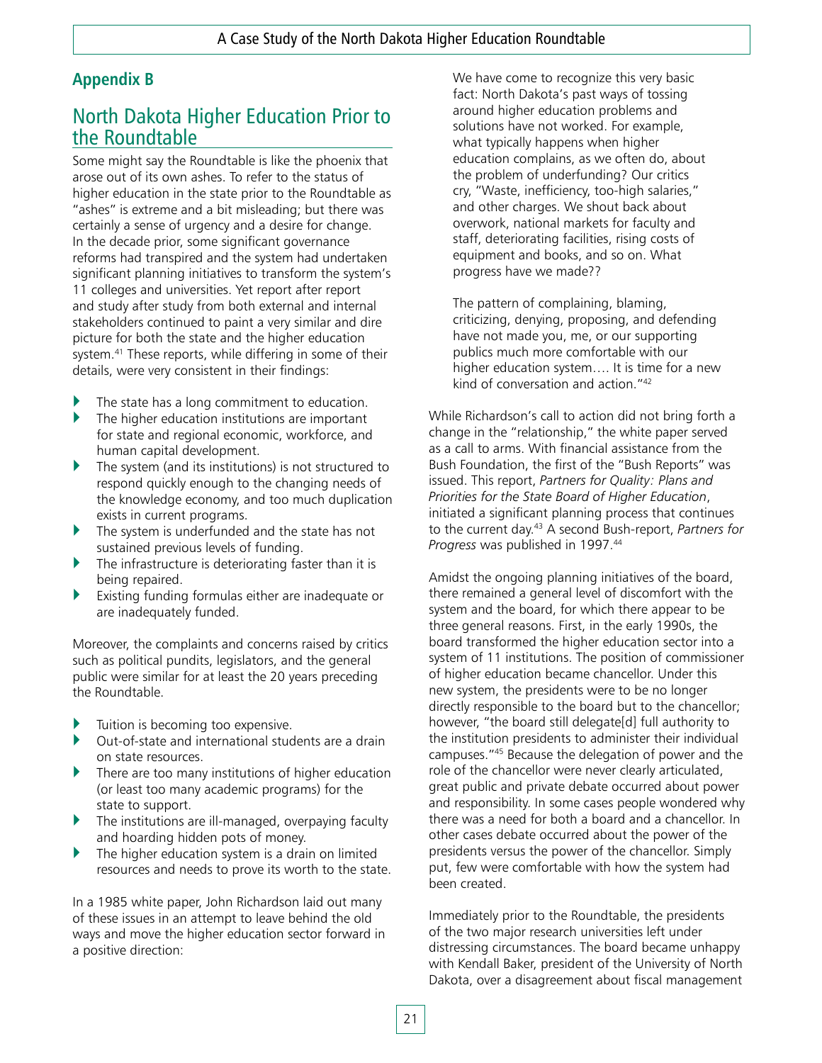## Appendix B

## North Dakota Higher Education Prior to the Roundtable

Some might say the Roundtable is like the phoenix that arose out of its own ashes. To refer to the status of higher education in the state prior to the Roundtable as "ashes" is extreme and a bit misleading; but there was certainly a sense of urgency and a desire for change. In the decade prior, some significant governance reforms had transpired and the system had undertaken significant planning initiatives to transform the system's 11 colleges and universities. Yet report after report and study after study from both external and internal stakeholders continued to paint a very similar and dire picture for both the state and the higher education system.[41] These reports, while differing in some of their details, were very consistent in their findings:

- The state has a long commitment to education.
- The higher education institutions are important for state and regional economic, workforce, and human capital development.
- The system (and its institutions) is not structured to respond quickly enough to the changing needs of the knowledge economy, and too much duplication exists in current programs.
- The system is underfunded and the state has not sustained previous levels of funding.
- The infrastructure is deteriorating faster than it is being repaired.
- Existing funding formulas either are inadequate or are inadequately funded.

Moreover, the complaints and concerns raised by critics such as political pundits, legislators, and the general public were similar for at least the 20 years preceding the Roundtable.

- Tuition is becoming too expensive.
- Out-of-state and international students are a drain on state resources.
- There are too many institutions of higher education (or least too many academic programs) for the state to support.
- The institutions are ill-managed, overpaying faculty and hoarding hidden pots of money.
- The higher education system is a drain on limited resources and needs to prove its worth to the state.

In a 1985 white paper, John Richardson laid out many of these issues in an attempt to leave behind the old ways and move the higher education sector forward in a positive direction:

> We have come to recognize this very basic fact: North Dakota's past ways of tossing around higher education problems and solutions have not worked. For example, what typically happens when higher education complains, as we often do, about the problem of underfunding? Our critics cry, "Waste, inefficiency, too-high salaries," and other charges. We shout back about overwork, national markets for faculty and staff, deteriorating facilities, rising costs of equipment and books, and so on. What progress have we made??
>
> The pattern of complaining, blaming, criticizing, denying, proposing, and defending have not made you, me, or our supporting publics much more comfortable with our higher education system…. It is time for a new kind of conversation and action."[42]

While Richardson's call to action did not bring forth a change in the "relationship," the white paper served as a call to arms. With financial assistance from the Bush Foundation, the first of the "Bush Reports" was issued. This report, *Partners for Quality: Plans and Priorities for the State Board of Higher Education*, initiated a significant planning process that continues to the current day.[43] A second Bush-report, *Partners for Progress* was published in 1997.[44]

Amidst the ongoing planning initiatives of the board, there remained a general level of discomfort with the system and the board, for which there appear to be three general reasons. First, in the early 1990s, the board transformed the higher education sector into a system of 11 institutions. The position of commissioner of higher education became chancellor. Under this new system, the presidents were to be no longer directly responsible to the board but to the chancellor; however, "the board still delegate[d] full authority to the institution presidents to administer their individual campuses."[45] Because the delegation of power and the role of the chancellor were never clearly articulated, great public and private debate occurred about power and responsibility. In some cases people wondered why there was a need for both a board and a chancellor. In other cases debate occurred about the power of the presidents versus the power of the chancellor. Simply put, few were comfortable with how the system had been created.

Immediately prior to the Roundtable, the presidents of the two major research universities left under distressing circumstances. The board became unhappy with Kendall Baker, president of the University of North Dakota, over a disagreement about fiscal management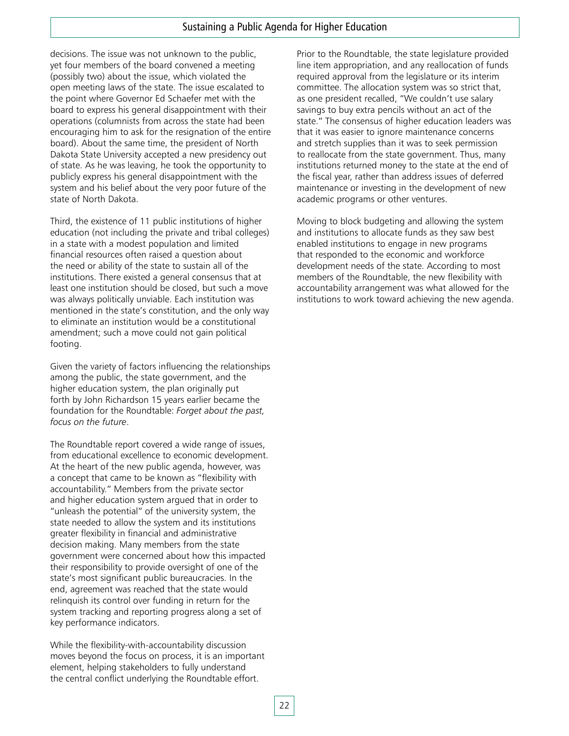decisions. The issue was not unknown to the public, yet four members of the board convened a meeting (possibly two) about the issue, which violated the open meeting laws of the state. The issue escalated to the point where Governor Ed Schaefer met with the board to express his general disappointment with their operations (columnists from across the state had been encouraging him to ask for the resignation of the entire board). About the same time, the president of North Dakota State University accepted a new presidency out of state. As he was leaving, he took the opportunity to publicly express his general disappointment with the system and his belief about the very poor future of the state of North Dakota.

Third, the existence of 11 public institutions of higher education (not including the private and tribal colleges) in a state with a modest population and limited financial resources often raised a question about the need or ability of the state to sustain all of the institutions. There existed a general consensus that at least one institution should be closed, but such a move was always politically unviable. Each institution was mentioned in the state's constitution, and the only way to eliminate an institution would be a constitutional amendment; such a move could not gain political footing.

Given the variety of factors influencing the relationships among the public, the state government, and the higher education system, the plan originally put forth by John Richardson 15 years earlier became the foundation for the Roundtable: *Forget about the past, focus on the future*.

The Roundtable report covered a wide range of issues, from educational excellence to economic development. At the heart of the new public agenda, however, was a concept that came to be known as "flexibility with accountability." Members from the private sector and higher education system argued that in order to "unleash the potential" of the university system, the state needed to allow the system and its institutions greater flexibility in financial and administrative decision making. Many members from the state government were concerned about how this impacted their responsibility to provide oversight of one of the state's most significant public bureaucracies. In the end, agreement was reached that the state would relinquish its control over funding in return for the system tracking and reporting progress along a set of key performance indicators.

While the flexibility-with-accountability discussion moves beyond the focus on process, it is an important element, helping stakeholders to fully understand the central conflict underlying the Roundtable effort.

Prior to the Roundtable, the state legislature provided line item appropriation, and any reallocation of funds required approval from the legislature or its interim committee. The allocation system was so strict that, as one president recalled, "We couldn't use salary savings to buy extra pencils without an act of the state." The consensus of higher education leaders was that it was easier to ignore maintenance concerns and stretch supplies than it was to seek permission to reallocate from the state government. Thus, many institutions returned money to the state at the end of the fiscal year, rather than address issues of deferred maintenance or investing in the development of new academic programs or other ventures.

Moving to block budgeting and allowing the system and institutions to allocate funds as they saw best enabled institutions to engage in new programs that responded to the economic and workforce development needs of the state. According to most members of the Roundtable, the new flexibility with accountability arrangement was what allowed for the institutions to work toward achieving the new agenda.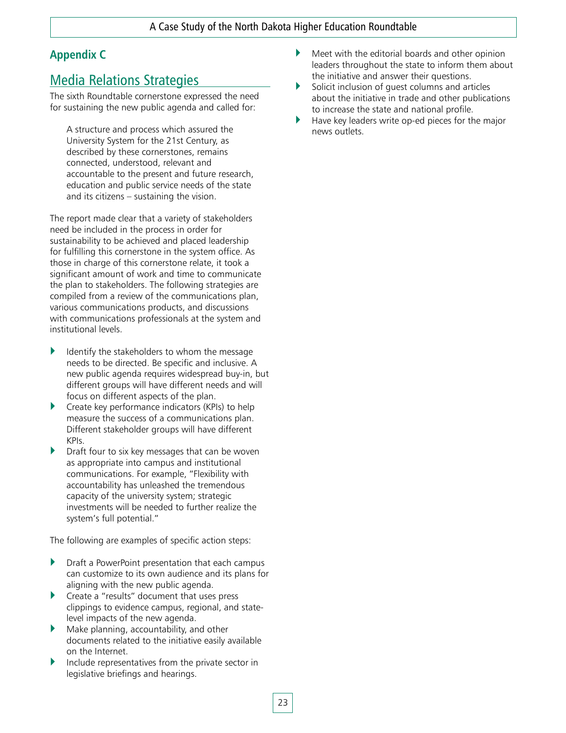## Appendix C

## Media Relations Strategies

The sixth Roundtable cornerstone expressed the need for sustaining the new public agenda and called for:

> A structure and process which assured the University System for the 21st Century, as described by these cornerstones, remains connected, understood, relevant and accountable to the present and future research, education and public service needs of the state and its citizens – sustaining the vision.

The report made clear that a variety of stakeholders need be included in the process in order for sustainability to be achieved and placed leadership for fulfilling this cornerstone in the system office. As those in charge of this cornerstone relate, it took a significant amount of work and time to communicate the plan to stakeholders. The following strategies are compiled from a review of the communications plan, various communications products, and discussions with communications professionals at the system and institutional levels.

- Identify the stakeholders to whom the message needs to be directed. Be specific and inclusive. A new public agenda requires widespread buy-in, but different groups will have different needs and will focus on different aspects of the plan.
- Create key performance indicators (KPIs) to help measure the success of a communications plan. Different stakeholder groups will have different KPIs.
- Draft four to six key messages that can be woven as appropriate into campus and institutional communications. For example, "Flexibility with accountability has unleashed the tremendous capacity of the university system; strategic investments will be needed to further realize the system's full potential."

The following are examples of specific action steps:

- Draft a PowerPoint presentation that each campus can customize to its own audience and its plans for aligning with the new public agenda.
- Create a "results" document that uses press clippings to evidence campus, regional, and state-level impacts of the new agenda.
- Make planning, accountability, and other documents related to the initiative easily available on the Internet.
- Include representatives from the private sector in legislative briefings and hearings.
- Meet with the editorial boards and other opinion leaders throughout the state to inform them about the initiative and answer their questions.
- Solicit inclusion of guest columns and articles about the initiative in trade and other publications to increase the state and national profile.
- Have key leaders write op-ed pieces for the major news outlets.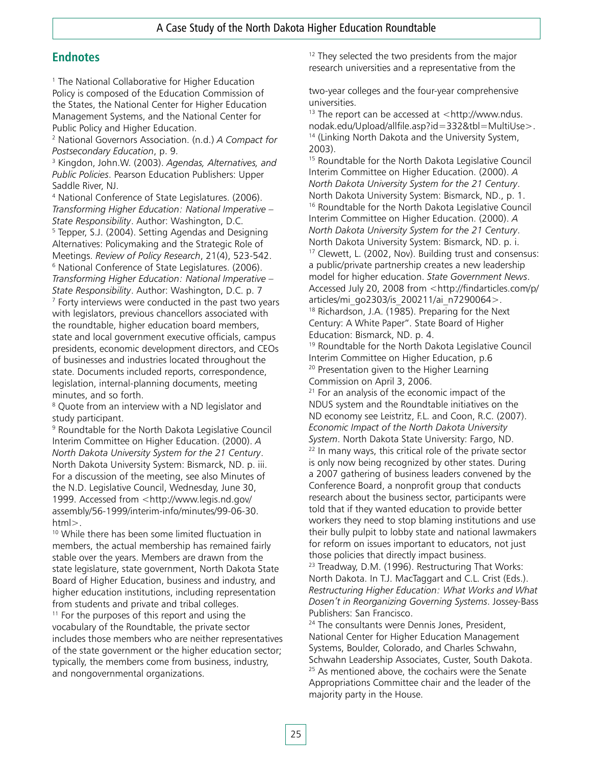## Endnotes

[1] The National Collaborative for Higher Education Policy is composed of the Education Commission of the States, the National Center for Higher Education Management Systems, and the National Center for Public Policy and Higher Education.

[2] National Governors Association. (n.d.) *A Compact for Postsecondary Education*, p. 9.

[3] Kingdon, John.W. (2003). *Agendas, Alternatives, and Public Policies*. Pearson Education Publishers: Upper Saddle River, NJ.

[4] National Conference of State Legislatures. (2006). *Transforming Higher Education: National Imperative – State Responsibility*. Author: Washington, D.C.

[5] Tepper, S.J. (2004). Setting Agendas and Designing Alternatives: Policymaking and the Strategic Role of Meetings. *Review of Policy Research*, 21(4), 523-542.

[6] National Conference of State Legislatures. (2006). *Transforming Higher Education: National Imperative – State Responsibility*. Author: Washington, D.C. p. 7

[7] Forty interviews were conducted in the past two years with legislators, previous chancellors associated with the roundtable, higher education board members, state and local government executive officials, campus presidents, economic development directors, and CEOs of businesses and industries located throughout the state. Documents included reports, correspondence, legislation, internal-planning documents, meeting minutes, and so forth.

[8] Quote from an interview with a ND legislator and study participant.

[9] Roundtable for the North Dakota Legislative Council Interim Committee on Higher Education. (2000). *A North Dakota University System for the 21 Century*. North Dakota University System: Bismarck, ND. p. iii. For a discussion of the meeting, see also Minutes of the N.D. Legislative Council, Wednesday, June 30, 1999. Accessed from <http://www.legis.nd.gov/assembly/56-1999/interim-info/minutes/99-06-30.html>.

[10] While there has been some limited fluctuation in members, the actual membership has remained fairly stable over the years. Members are drawn from the state legislature, state government, North Dakota State Board of Higher Education, business and industry, and higher education institutions, including representation from students and private and tribal colleges.

[11] For the purposes of this report and using the vocabulary of the Roundtable, the private sector includes those members who are neither representatives of the state government or the higher education sector; typically, the members come from business, industry, and nongovernmental organizations.

[12] They selected the two presidents from the major research universities and a representative from the two-year colleges and the four-year comprehensive universities.

[13] The report can be accessed at <http://www.ndus.nodak.edu/Upload/allfile.asp?id=332&tbl=MultiUse>.

[14] (Linking North Dakota and the University System, 2003).

[15] Roundtable for the North Dakota Legislative Council Interim Committee on Higher Education. (2000). *A North Dakota University System for the 21 Century*. North Dakota University System: Bismarck, ND., p. 1.

[16] Roundtable for the North Dakota Legislative Council Interim Committee on Higher Education. (2000). *A North Dakota University System for the 21 Century*. North Dakota University System: Bismarck, ND. p. i.

[17] Clewett, L. (2002, Nov). Building trust and consensus: a public/private partnership creates a new leadership model for higher education. *State Government News*. Accessed July 20, 2008 from <http://findarticles.com/p/articles/mi_go2303/is_200211/ai_n7290064>.

[18] Richardson, J.A. (1985). Preparing for the Next Century: A White Paper". State Board of Higher Education: Bismarck, ND. p. 4.

[19] Roundtable for the North Dakota Legislative Council Interim Committee on Higher Education, p.6

[20] Presentation given to the Higher Learning Commission on April 3, 2006.

[21] For an analysis of the economic impact of the NDUS system and the Roundtable initiatives on the ND economy see Leistritz, F.L. and Coon, R.C. (2007). *Economic Impact of the North Dakota University System*. North Dakota State University: Fargo, ND.

[22] In many ways, this critical role of the private sector is only now being recognized by other states. During a 2007 gathering of business leaders convened by the Conference Board, a nonprofit group that conducts research about the business sector, participants were told that if they wanted education to provide better workers they need to stop blaming institutions and use their bully pulpit to lobby state and national lawmakers for reform on issues important to educators, not just those policies that directly impact business.

[23] Treadway, D.M. (1996). Restructuring That Works: North Dakota. In T.J. MacTaggart and C.L. Crist (Eds.). *Restructuring Higher Education: What Works and What Dosen't in Reorganizing Governing Systems*. Jossey-Bass Publishers: San Francisco.

[24] The consultants were Dennis Jones, President, National Center for Higher Education Management Systems, Boulder, Colorado, and Charles Schwahn, Schwahn Leadership Associates, Custer, South Dakota.

[25] As mentioned above, the cochairs were the Senate Appropriations Committee chair and the leader of the majority party in the House.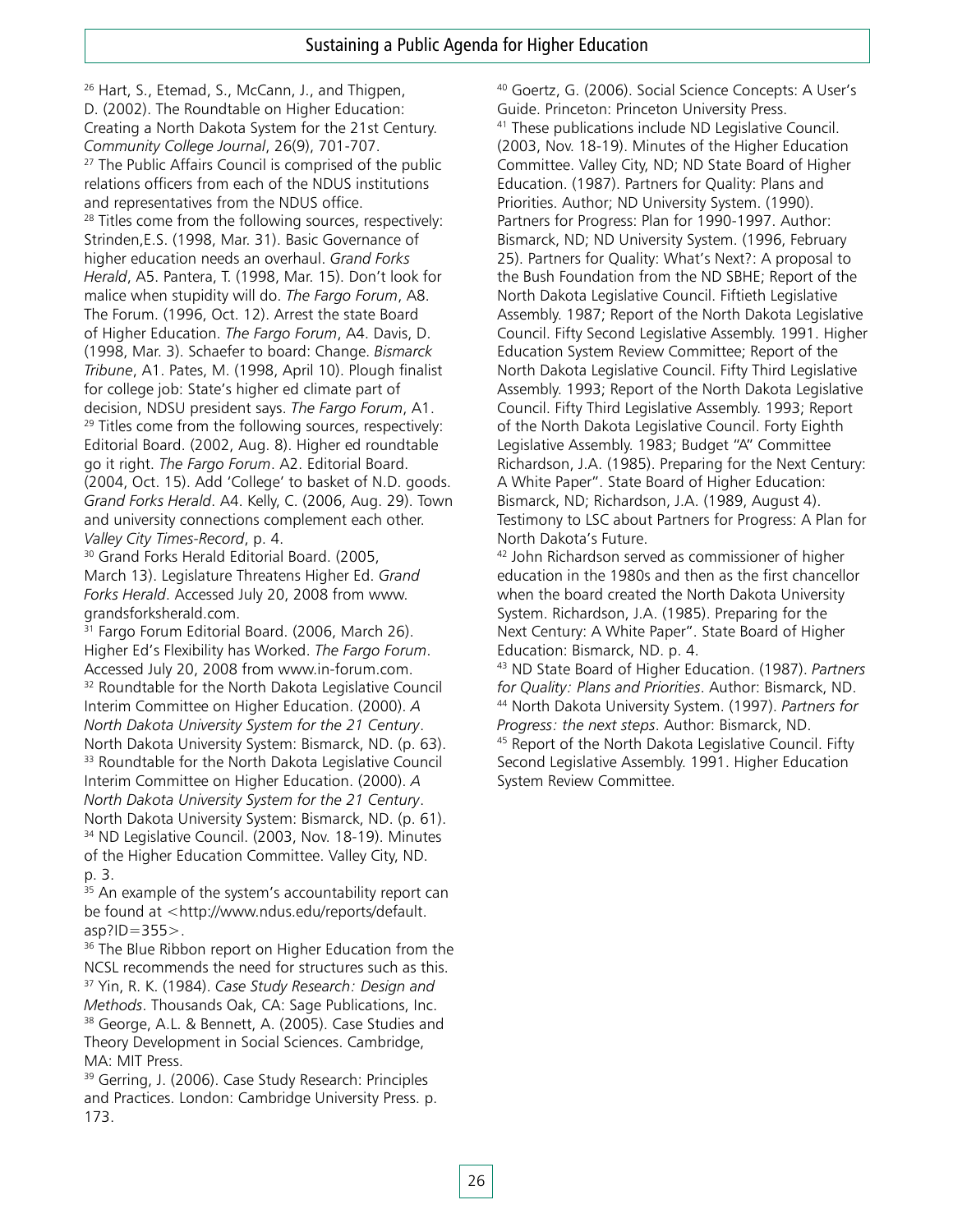[26] Hart, S., Etemad, S., McCann, J., and Thigpen, D. (2002). The Roundtable on Higher Education: Creating a North Dakota System for the 21st Century. *Community College Journal*, 26(9), 701-707.

[27] The Public Affairs Council is comprised of the public relations officers from each of the NDUS institutions and representatives from the NDUS office.

[28] Titles come from the following sources, respectively: Strinden,E.S. (1998, Mar. 31). Basic Governance of higher education needs an overhaul. *Grand Forks Herald*, A5. Pantera, T. (1998, Mar. 15). Don't look for malice when stupidity will do. *The Fargo Forum*, A8. The Forum. (1996, Oct. 12). Arrest the state Board of Higher Education. *The Fargo Forum*, A4. Davis, D. (1998, Mar. 3). Schaefer to board: Change. *Bismarck Tribune*, A1. Pates, M. (1998, April 10). Plough finalist for college job: State's higher ed climate part of decision, NDSU president says. *The Fargo Forum*, A1.

[29] Titles come from the following sources, respectively: Editorial Board. (2002, Aug. 8). Higher ed roundtable go it right. *The Fargo Forum*. A2. Editorial Board. (2004, Oct. 15). Add 'College' to basket of N.D. goods. *Grand Forks Herald*. A4. Kelly, C. (2006, Aug. 29). Town and university connections complement each other. *Valley City Times-Record*, p. 4.

[30] Grand Forks Herald Editorial Board. (2005, March 13). Legislature Threatens Higher Ed. *Grand Forks Herald*. Accessed July 20, 2008 from www.grandsforksherald.com.

[31] Fargo Forum Editorial Board. (2006, March 26). Higher Ed's Flexibility has Worked. *The Fargo Forum*. Accessed July 20, 2008 from www.in-forum.com.

[32] Roundtable for the North Dakota Legislative Council Interim Committee on Higher Education. (2000). *A North Dakota University System for the 21 Century*. North Dakota University System: Bismarck, ND. (p. 63).

[33] Roundtable for the North Dakota Legislative Council Interim Committee on Higher Education. (2000). *A North Dakota University System for the 21 Century*. North Dakota University System: Bismarck, ND. (p. 61).

[34] ND Legislative Council. (2003, Nov. 18-19). Minutes of the Higher Education Committee. Valley City, ND. p. 3.

[35] An example of the system's accountability report can be found at <http://www.ndus.edu/reports/default.asp?ID=355>.

[36] The Blue Ribbon report on Higher Education from the NCSL recommends the need for structures such as this.

[37] Yin, R. K. (1984). *Case Study Research: Design and Methods*. Thousands Oak, CA: Sage Publications, Inc.

[38] George, A.L. & Bennett, A. (2005). Case Studies and Theory Development in Social Sciences. Cambridge, MA: MIT Press.

[39] Gerring, J. (2006). Case Study Research: Principles and Practices. London: Cambridge University Press. p. 173.

[40] Goertz, G. (2006). Social Science Concepts: A User's Guide. Princeton: Princeton University Press.

[41] These publications include ND Legislative Council. (2003, Nov. 18-19). Minutes of the Higher Education Committee. Valley City, ND; ND State Board of Higher Education. (1987). Partners for Quality: Plans and Priorities. Author; ND University System. (1990). Partners for Progress: Plan for 1990-1997. Author: Bismarck, ND; ND University System. (1996, February 25). Partners for Quality: What's Next?: A proposal to the Bush Foundation from the ND SBHE; Report of the North Dakota Legislative Council. Fiftieth Legislative Assembly. 1987; Report of the North Dakota Legislative Council. Fifty Second Legislative Assembly. 1991. Higher Education System Review Committee; Report of the North Dakota Legislative Council. Fifty Third Legislative Assembly. 1993; Report of the North Dakota Legislative Council. Fifty Third Legislative Assembly. 1993; Report of the North Dakota Legislative Council. Forty Eighth Legislative Assembly. 1983; Budget "A" Committee Richardson, J.A. (1985). Preparing for the Next Century: A White Paper". State Board of Higher Education: Bismarck, ND; Richardson, J.A. (1989, August 4). Testimony to LSC about Partners for Progress: A Plan for North Dakota's Future.

[42] John Richardson served as commissioner of higher education in the 1980s and then as the first chancellor when the board created the North Dakota University System. Richardson, J.A. (1985). Preparing for the Next Century: A White Paper". State Board of Higher Education: Bismarck, ND. p. 4.

[43] ND State Board of Higher Education. (1987). *Partners for Quality: Plans and Priorities*. Author: Bismarck, ND.

[44] North Dakota University System. (1997). *Partners for Progress: the next steps*. Author: Bismarck, ND.

[45] Report of the North Dakota Legislative Council. Fifty Second Legislative Assembly. 1991. Higher Education System Review Committee.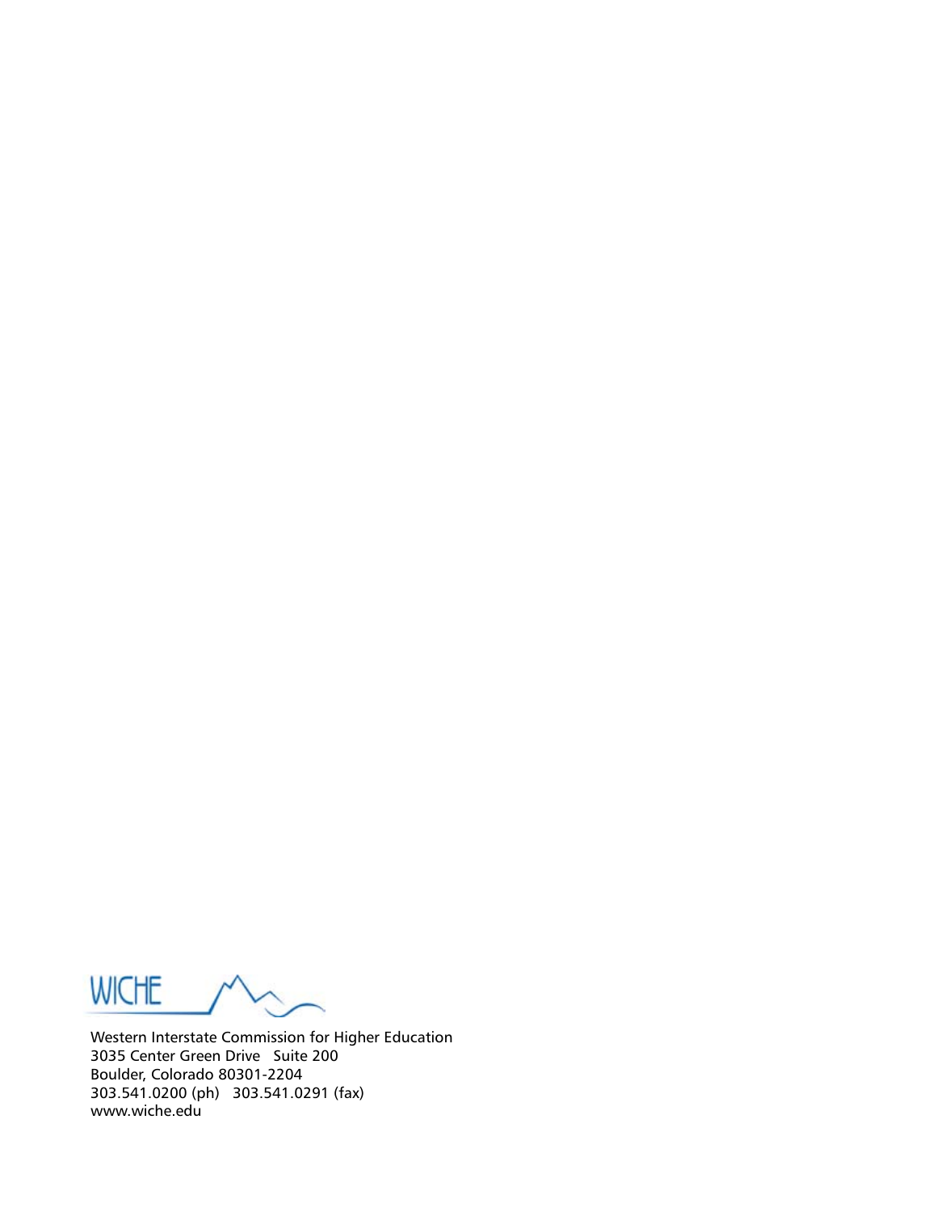WICHE

Western Interstate Commission for Higher Education
3035 Center Green Drive   Suite 200
Boulder, Colorado 80301-2204
303.541.0200 (ph)   303.541.0291 (fax)
www.wiche.edu